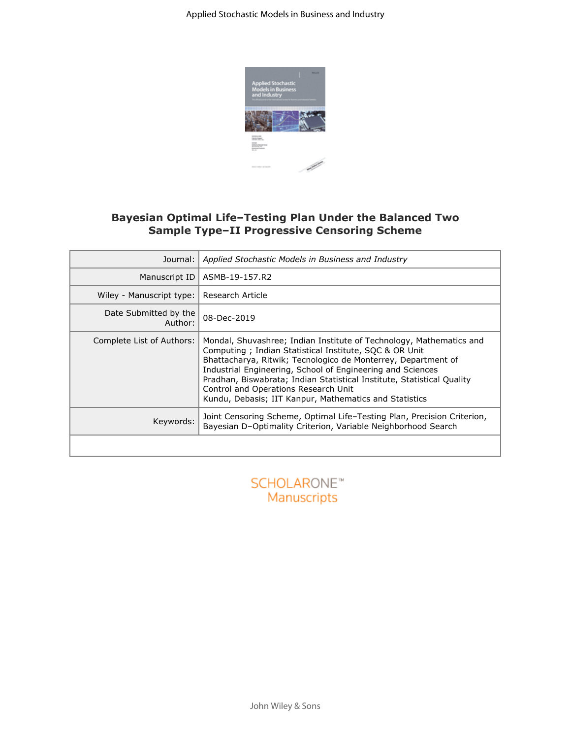# Bayesian Optimal Life–Testing Plan Under the Balanced Two Sample Type–II Progressive Censoring Scheme

| | |
|---|---|
| Journal: | *Applied Stochastic Models in Business and Industry* |
| Manuscript ID | ASMB-19-157.R2 |
| Wiley - Manuscript type: | Research Article |
| Date Submitted by the Author: | 08-Dec-2019 |
| Complete List of Authors: | Mondal, Shuvashree; Indian Institute of Technology, Mathematics and Computing ; Indian Statistical Institute, SQC & OR Unit<br>Bhattacharya, Ritwik; Tecnologico de Monterrey, Department of Industrial Engineering, School of Engineering and Sciences<br>Pradhan, Biswabrata; Indian Statistical Institute, Statistical Quality Control and Operations Research Unit<br>Kundu, Debasis; IIT Kanpur, Mathematics and Statistics |
| Keywords: | Joint Censoring Scheme, Optimal Life–Testing Plan, Precision Criterion, Bayesian D–Optimality Criterion, Variable Neighborhood Search |

SCHOLARONE™ Manuscripts

John Wiley & Sons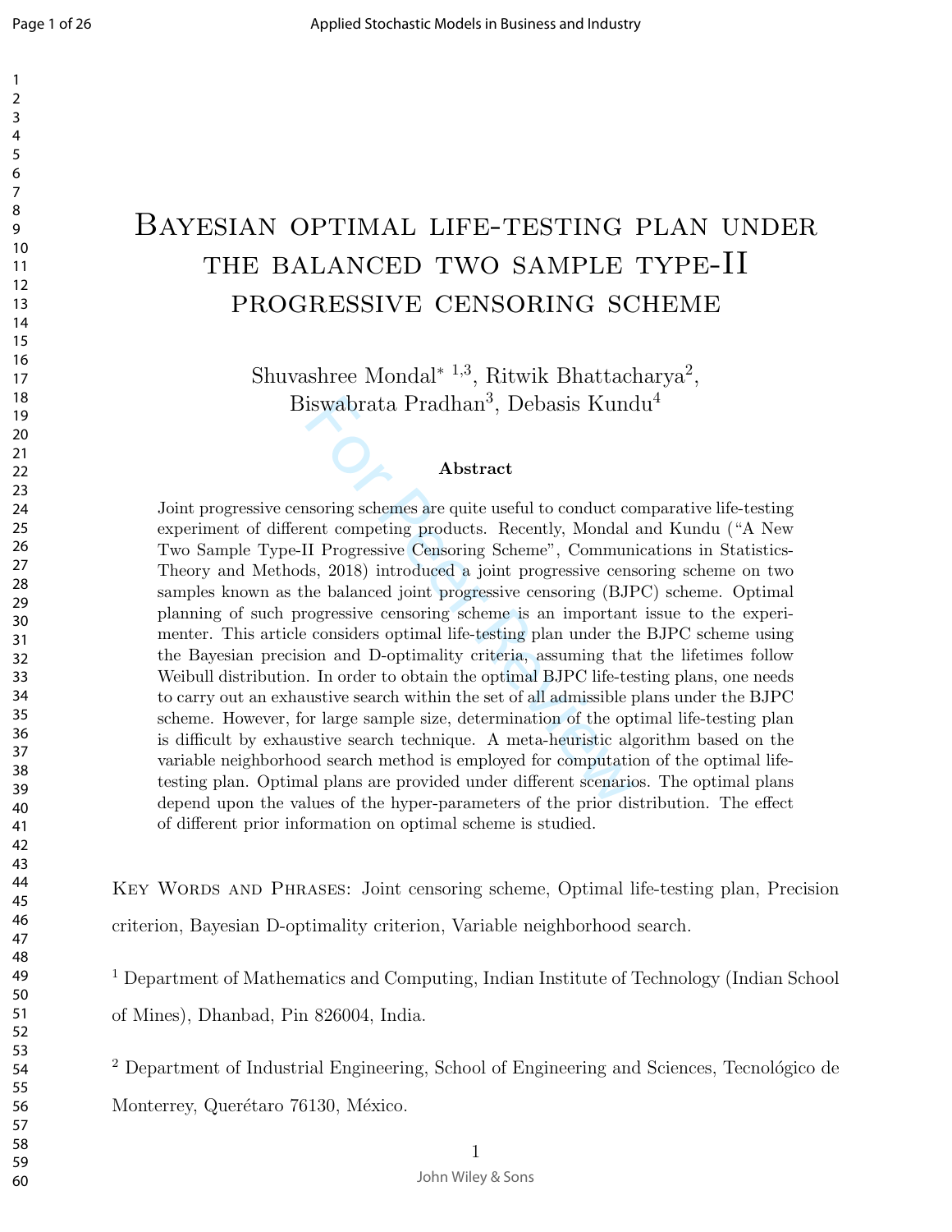# Bayesian optimal life-testing plan under the balanced two sample type-II progressive censoring scheme

Shuvashree Mondal* [1,3], Ritwik Bhattacharya[2], Biswabrata Pradhan[3], Debasis Kundu[4]

### Abstract

Joint progressive censoring schemes are quite useful to conduct comparative life-testing experiment of different competing products. Recently, Mondal and Kundu ("A New Two Sample Type-II Progressive Censoring Scheme", Communications in Statistics-Theory and Methods, 2018) introduced a joint progressive censoring scheme on two samples known as the balanced joint progressive censoring (BJPC) scheme. Optimal planning of such progressive censoring scheme is an important issue to the experimenter. This article considers optimal life-testing plan under the BJPC scheme using the Bayesian precision and D-optimality criteria, assuming that the lifetimes follow Weibull distribution. In order to obtain the optimal BJPC life-testing plans, one needs to carry out an exhaustive search within the set of all admissible plans under the BJPC scheme. However, for large sample size, determination of the optimal life-testing plan is difficult by exhaustive search technique. A meta-heuristic algorithm based on the variable neighborhood search method is employed for computation of the optimal life-testing plan. Optimal plans are provided under different scenarios. The optimal plans depend upon the values of the hyper-parameters of the prior distribution. The effect of different prior information on optimal scheme is studied.

Key Words and Phrases: Joint censoring scheme, Optimal life-testing plan, Precision criterion, Bayesian D-optimality criterion, Variable neighborhood search.

[1] Department of Mathematics and Computing, Indian Institute of Technology (Indian School of Mines), Dhanbad, Pin 826004, India.

[2] Department of Industrial Engineering, School of Engineering and Sciences, Tecnológico de Monterrey, Querétaro 76130, México.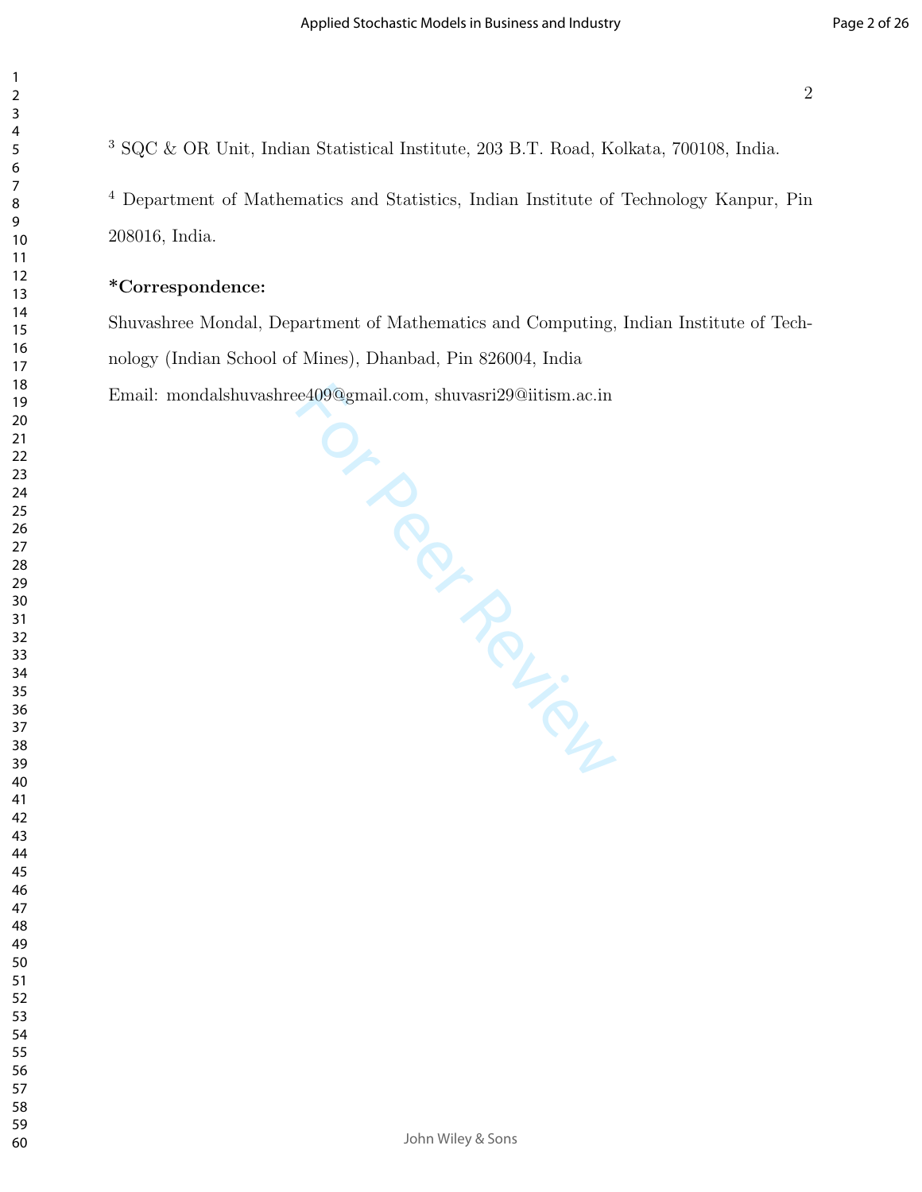[3] SQC & OR Unit, Indian Statistical Institute, 203 B.T. Road, Kolkata, 700108, India.

[4] Department of Mathematics and Statistics, Indian Institute of Technology Kanpur, Pin 208016, India.

**\*Correspondence:**

Shuvashree Mondal, Department of Mathematics and Computing, Indian Institute of Technology (Indian School of Mines), Dhanbad, Pin 826004, India

Email: mondalshuvashree409@gmail.com, shuvasri29@iitism.ac.in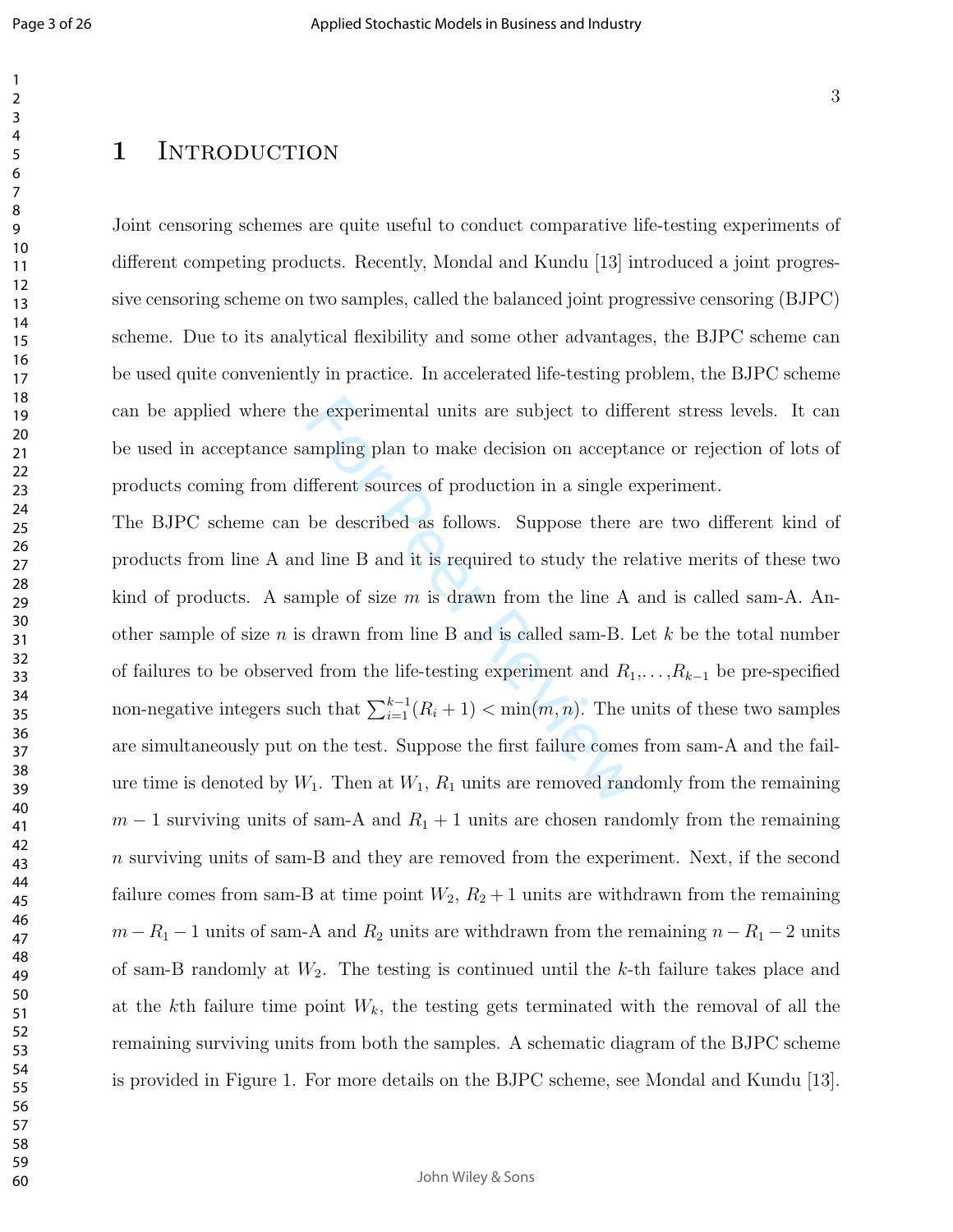# 1 Introduction

Joint censoring schemes are quite useful to conduct comparative life-testing experiments of different competing products. Recently, Mondal and Kundu [13] introduced a joint progressive censoring scheme on two samples, called the balanced joint progressive censoring (BJPC) scheme. Due to its analytical flexibility and some other advantages, the BJPC scheme can be used quite conveniently in practice. In accelerated life-testing problem, the BJPC scheme can be applied where the experimental units are subject to different stress levels. It can be used in acceptance sampling plan to make decision on acceptance or rejection of lots of products coming from different sources of production in a single experiment.

The BJPC scheme can be described as follows. Suppose there are two different kind of products from line A and line B and it is required to study the relative merits of these two kind of products. A sample of size $m$ is drawn from the line A and is called sam-A. Another sample of size $n$ is drawn from line B and is called sam-B. Let $k$ be the total number of failures to be observed from the life-testing experiment and $R_1,\ldots,R_{k-1}$ be pre-specified non-negative integers such that $\sum_{i=1}^{k-1}(R_i+1) < \min(m,n)$. The units of these two samples are simultaneously put on the test. Suppose the first failure comes from sam-A and the failure time is denoted by $W_1$. Then at $W_1$, $R_1$ units are removed randomly from the remaining $m-1$ surviving units of sam-A and $R_1+1$ units are chosen randomly from the remaining $n$ surviving units of sam-B and they are removed from the experiment. Next, if the second failure comes from sam-B at time point $W_2$, $R_2+1$ units are withdrawn from the remaining $m-R_1-1$ units of sam-A and $R_2$ units are withdrawn from the remaining $n-R_1-2$ units of sam-B randomly at $W_2$. The testing is continued until the $k$-th failure takes place and at the $k$th failure time point $W_k$, the testing gets terminated with the removal of all the remaining surviving units from both the samples. A schematic diagram of the BJPC scheme is provided in Figure 1. For more details on the BJPC scheme, see Mondal and Kundu [13].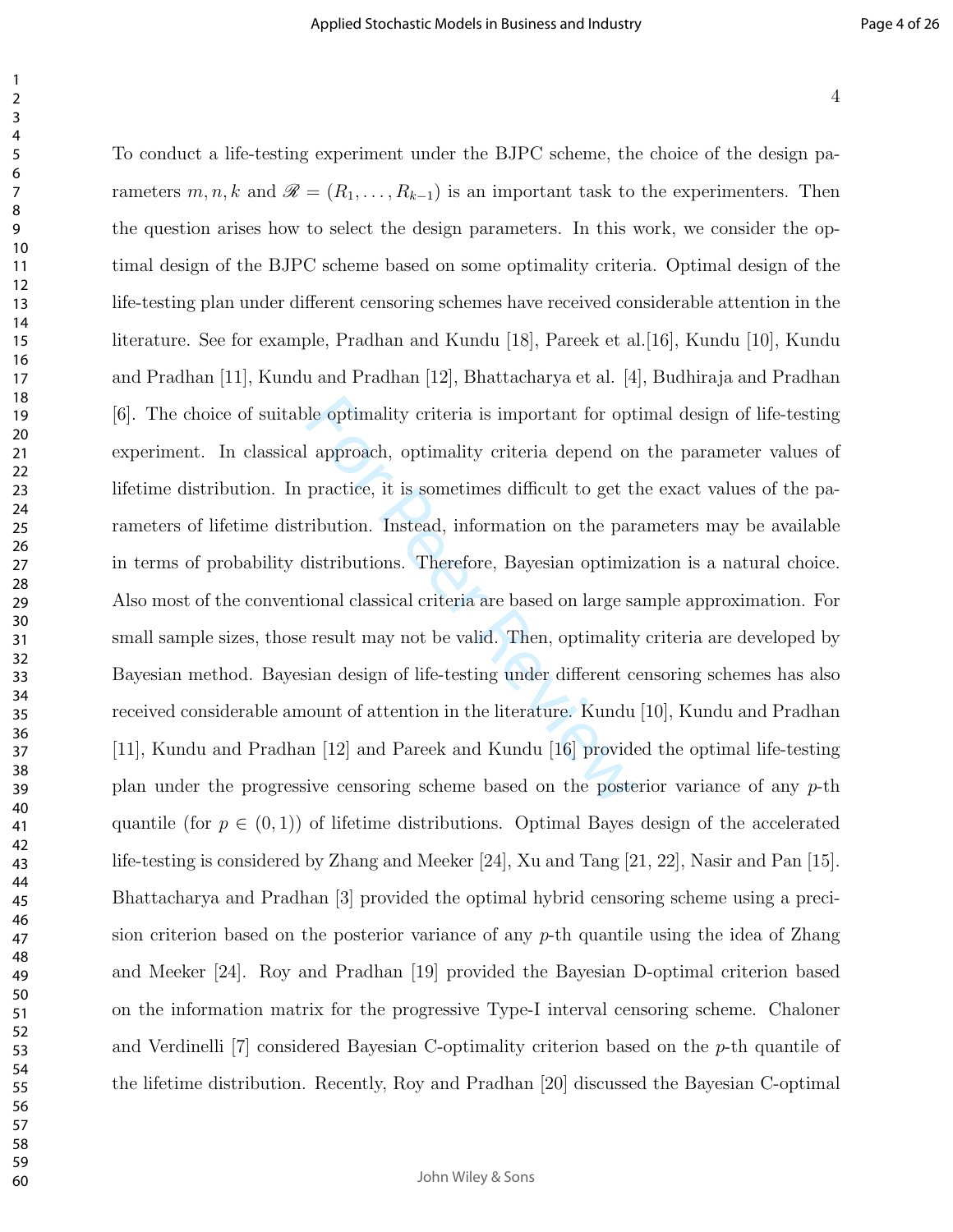To conduct a life-testing experiment under the BJPC scheme, the choice of the design parameters $m, n, k$ and $\mathscr{R} = (R_1, \ldots, R_{k-1})$ is an important task to the experimenters. Then the question arises how to select the design parameters. In this work, we consider the optimal design of the BJPC scheme based on some optimality criteria. Optimal design of the life-testing plan under different censoring schemes have received considerable attention in the literature. See for example, Pradhan and Kundu [18], Pareek et al.[16], Kundu [10], Kundu and Pradhan [11], Kundu and Pradhan [12], Bhattacharya et al. [4], Budhiraja and Pradhan [6]. The choice of suitable optimality criteria is important for optimal design of life-testing experiment. In classical approach, optimality criteria depend on the parameter values of lifetime distribution. In practice, it is sometimes difficult to get the exact values of the parameters of lifetime distribution. Instead, information on the parameters may be available in terms of probability distributions. Therefore, Bayesian optimization is a natural choice. Also most of the conventional classical criteria are based on large sample approximation. For small sample sizes, those result may not be valid. Then, optimality criteria are developed by Bayesian method. Bayesian design of life-testing under different censoring schemes has also received considerable amount of attention in the literature. Kundu [10], Kundu and Pradhan [11], Kundu and Pradhan [12] and Pareek and Kundu [16] provided the optimal life-testing plan under the progressive censoring scheme based on the posterior variance of any $p$-th quantile (for $p \in (0, 1)$) of lifetime distributions. Optimal Bayes design of the accelerated life-testing is considered by Zhang and Meeker [24], Xu and Tang [21, 22], Nasir and Pan [15]. Bhattacharya and Pradhan [3] provided the optimal hybrid censoring scheme using a precision criterion based on the posterior variance of any $p$-th quantile using the idea of Zhang and Meeker [24]. Roy and Pradhan [19] provided the Bayesian D-optimal criterion based on the information matrix for the progressive Type-I interval censoring scheme. Chaloner and Verdinelli [7] considered Bayesian C-optimality criterion based on the $p$-th quantile of the lifetime distribution. Recently, Roy and Pradhan [20] discussed the Bayesian C-optimal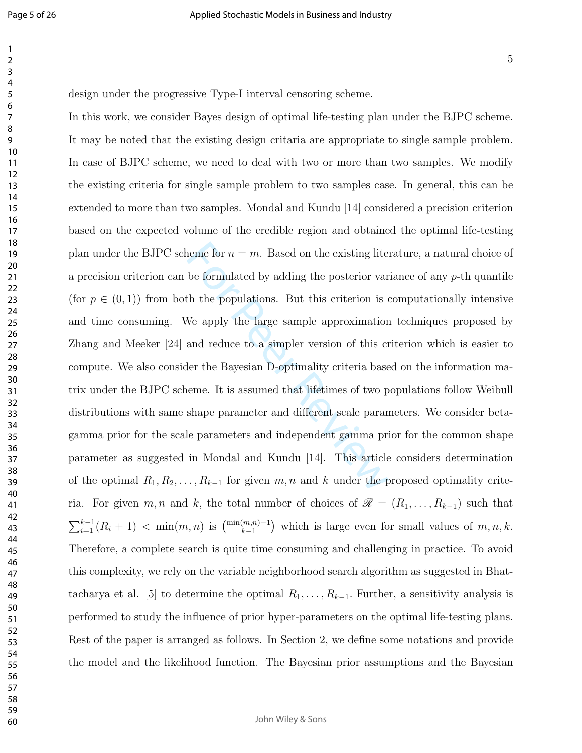design under the progressive Type-I interval censoring scheme.

In this work, we consider Bayes design of optimal life-testing plan under the BJPC scheme. It may be noted that the existing design critaria are appropriate to single sample problem. In case of BJPC scheme, we need to deal with two or more than two samples. We modify the existing criteria for single sample problem to two samples case. In general, this can be extended to more than two samples. Mondal and Kundu [14] considered a precision criterion based on the expected volume of the credible region and obtained the optimal life-testing plan under the BJPC scheme for $n = m$. Based on the existing literature, a natural choice of a precision criterion can be formulated by adding the posterior variance of any $p$-th quantile (for $p \in (0, 1)$) from both the populations. But this criterion is computationally intensive and time consuming. We apply the large sample approximation techniques proposed by Zhang and Meeker [24] and reduce to a simpler version of this criterion which is easier to compute. We also consider the Bayesian D-optimality criteria based on the information matrix under the BJPC scheme. It is assumed that lifetimes of two populations follow Weibull distributions with same shape parameter and different scale parameters. We consider beta-gamma prior for the scale parameters and independent gamma prior for the common shape parameter as suggested in Mondal and Kundu [14]. This article considers determination of the optimal $R_1, R_2, \ldots, R_{k-1}$ for given $m, n$ and $k$ under the proposed optimality criteria. For given $m, n$ and $k$, the total number of choices of $\mathscr{R} = (R_1, \ldots, R_{k-1})$ such that $\sum_{i=1}^{k-1}(R_i + 1) < \min(m, n)$ is $\binom{\min(m,n)-1}{k-1}$ which is large even for small values of $m, n, k$. Therefore, a complete search is quite time consuming and challenging in practice. To avoid this complexity, we rely on the variable neighborhood search algorithm as suggested in Bhattacharya et al. [5] to determine the optimal $R_1, \ldots, R_{k-1}$. Further, a sensitivity analysis is performed to study the influence of prior hyper-parameters on the optimal life-testing plans. Rest of the paper is arranged as follows. In Section 2, we define some notations and provide the model and the likelihood function. The Bayesian prior assumptions and the Bayesian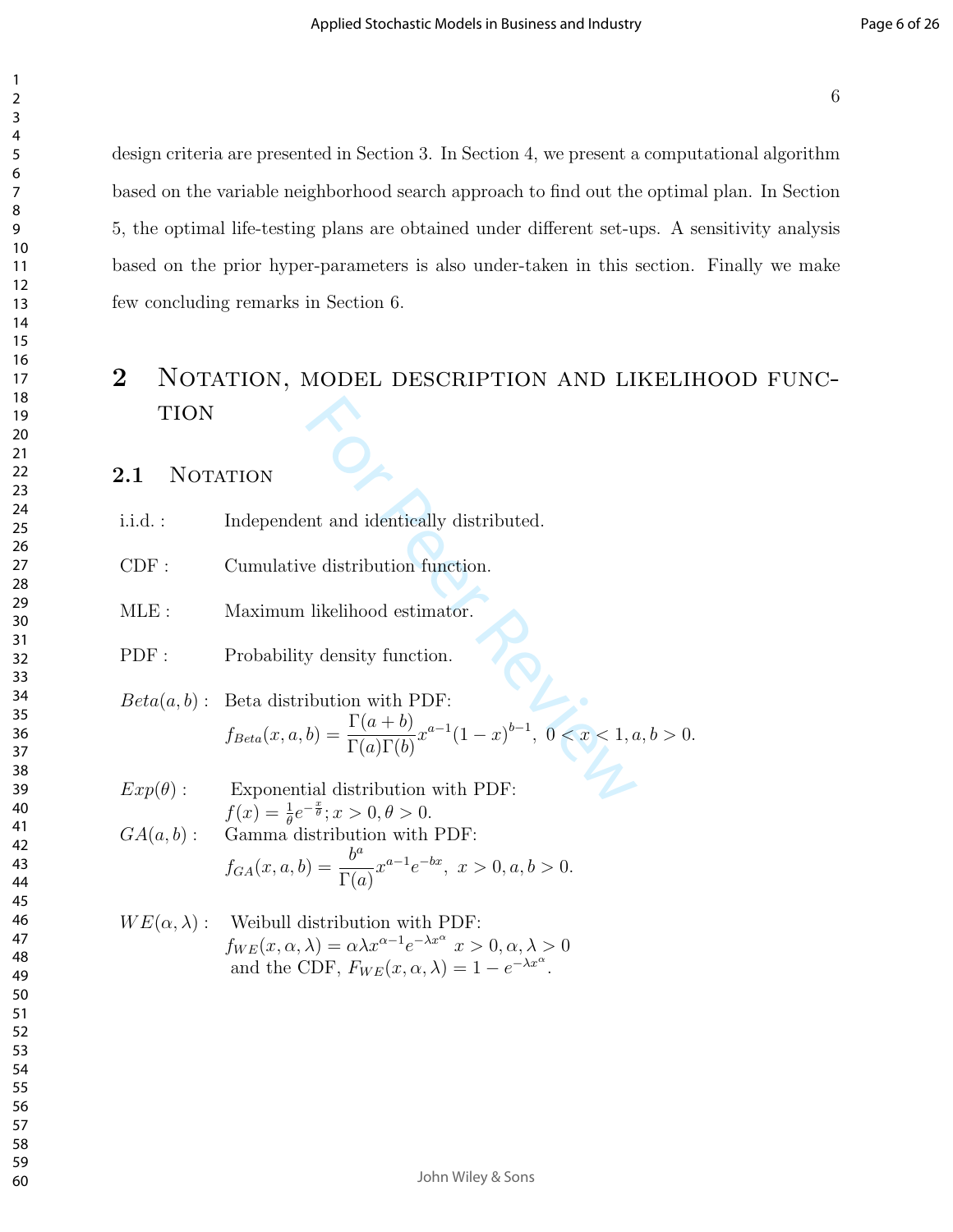design criteria are presented in Section 3. In Section 4, we present a computational algorithm based on the variable neighborhood search approach to find out the optimal plan. In Section 5, the optimal life-testing plans are obtained under different set-ups. A sensitivity analysis based on the prior hyper-parameters is also under-taken in this section. Finally we make few concluding remarks in Section 6.

# 2 Notation, model description and likelihood function

## 2.1 Notation

i.i.d. : Independent and identically distributed.

CDF : Cumulative distribution function.

MLE : Maximum likelihood estimator.

PDF : Probability density function.

$Beta(a,b)$ : Beta distribution with PDF:
$$f_{Beta}(x,a,b) = \frac{\Gamma(a+b)}{\Gamma(a)\Gamma(b)} x^{a-1}(1-x)^{b-1}, \; 0 < x < 1, a, b > 0.$$

$Exp(\theta)$ : Exponential distribution with PDF:
$f(x) = \frac{1}{\theta} e^{-\frac{x}{\theta}}; x > 0, \theta > 0.$

$GA(a,b)$ : Gamma distribution with PDF:
$$f_{GA}(x,a,b) = \frac{b^a}{\Gamma(a)} x^{a-1} e^{-bx}, \; x > 0, a, b > 0.$$

$WE(\alpha,\lambda)$ : Weibull distribution with PDF:
$f_{WE}(x,\alpha,\lambda) = \alpha\lambda x^{\alpha-1} e^{-\lambda x^{\alpha}} \; x > 0, \alpha, \lambda > 0$
and the CDF, $F_{WE}(x,\alpha,\lambda) = 1 - e^{-\lambda x^{\alpha}}$.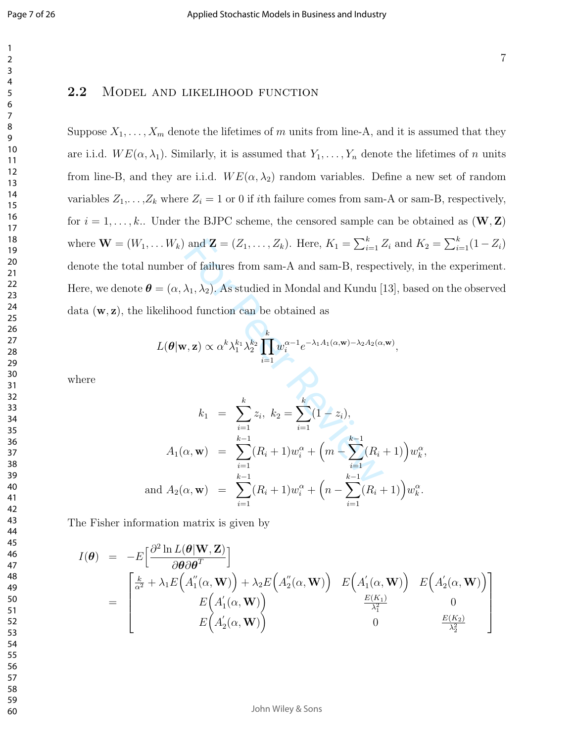### 2.2 Model and likelihood function

Suppose $X_1, \ldots, X_m$ denote the lifetimes of $m$ units from line-A, and it is assumed that they are i.i.d. $WE(\alpha, \lambda_1)$. Similarly, it is assumed that $Y_1, \ldots, Y_n$ denote the lifetimes of $n$ units from line-B, and they are i.i.d. $WE(\alpha, \lambda_2)$ random variables. Define a new set of random variables $Z_1, \ldots, Z_k$ where $Z_i = 1$ or 0 if $i$th failure comes from sam-A or sam-B, respectively, for $i = 1, \ldots, k$.. Under the BJPC scheme, the censored sample can be obtained as $(\mathbf{W}, \mathbf{Z})$ where $\mathbf{W} = (W_1, \ldots W_k)$ and $\mathbf{Z} = (Z_1, \ldots, Z_k)$. Here, $K_1 = \sum_{i=1}^{k} Z_i$ and $K_2 = \sum_{i=1}^{k}(1 - Z_i)$ denote the total number of failures from sam-A and sam-B, respectively, in the experiment. Here, we denote $\boldsymbol{\theta} = (\alpha, \lambda_1, \lambda_2)$. As studied in Mondal and Kundu [13], based on the observed data $(\mathbf{w}, \mathbf{z})$, the likelihood function can be obtained as

$$L(\boldsymbol{\theta}|\mathbf{w}, \mathbf{z}) \propto \alpha^k \lambda_1^{k_1} \lambda_2^{k_2} \prod_{i=1}^{k} w_i^{\alpha-1} e^{-\lambda_1 A_1(\alpha, \mathbf{w}) - \lambda_2 A_2(\alpha, \mathbf{w})},$$

where

$$\begin{aligned}
k_1 &= \sum_{i=1}^{k} z_i, \;\; k_2 = \sum_{i=1}^{k}(1 - z_i), \\
A_1(\alpha, \mathbf{w}) &= \sum_{i=1}^{k-1}(R_i + 1) w_i^{\alpha} + \Big(m - \sum_{i=1}^{k-1}(R_i + 1)\Big) w_k^{\alpha}, \\
\text{and } A_2(\alpha, \mathbf{w}) &= \sum_{i=1}^{k-1}(R_i + 1) w_i^{\alpha} + \Big(n - \sum_{i=1}^{k-1}(R_i + 1)\Big) w_k^{\alpha}.
\end{aligned}$$

The Fisher information matrix is given by

$$\begin{aligned}
I(\boldsymbol{\theta}) &= -E\Big[\frac{\partial^2 \ln L(\boldsymbol{\theta}|\mathbf{W}, \mathbf{Z})}{\partial \boldsymbol{\theta} \partial \boldsymbol{\theta}^T}\Big] \\
&= \begin{bmatrix}
\frac{k}{\alpha^2} + \lambda_1 E\Big(A_1^{''}(\alpha, \mathbf{W})\Big) + \lambda_2 E\Big(A_2^{''}(\alpha, \mathbf{W})\Big) & E\Big(A_1^{'}(\alpha, \mathbf{W})\Big) & E\Big(A_2^{'}(\alpha, \mathbf{W})\Big) \\
E\Big(A_1^{'}(\alpha, \mathbf{W})\Big) & \frac{E(K_1)}{\lambda_1^2} & 0 \\
E\Big(A_2^{'}(\alpha, \mathbf{W})\Big) & 0 & \frac{E(K_2)}{\lambda_2^2}
\end{bmatrix}
\end{aligned}$$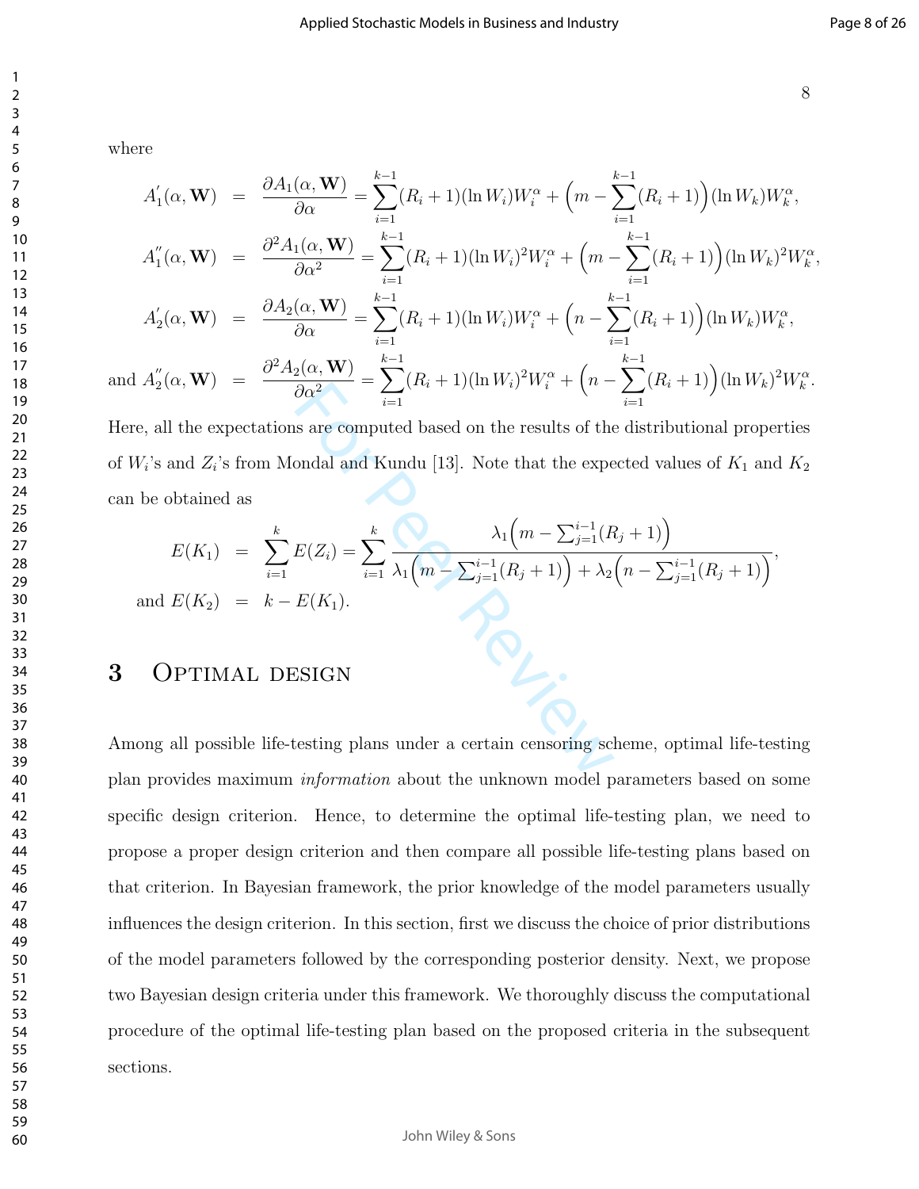where

$$
\begin{aligned}
A_1^{'}(\alpha, \mathbf{W}) &= \frac{\partial A_1(\alpha, \mathbf{W})}{\partial \alpha} = \sum_{i=1}^{k-1}(R_i+1)(\ln W_i)W_i^{\alpha} + \Big(m - \sum_{i=1}^{k-1}(R_i+1)\Big)(\ln W_k)W_k^{\alpha}, \\
A_1^{''}(\alpha, \mathbf{W}) &= \frac{\partial^2 A_1(\alpha, \mathbf{W})}{\partial \alpha^2} = \sum_{i=1}^{k-1}(R_i+1)(\ln W_i)^2W_i^{\alpha} + \Big(m - \sum_{i=1}^{k-1}(R_i+1)\Big)(\ln W_k)^2W_k^{\alpha}, \\
A_2^{'}(\alpha, \mathbf{W}) &= \frac{\partial A_2(\alpha, \mathbf{W})}{\partial \alpha} = \sum_{i=1}^{k-1}(R_i+1)(\ln W_i)W_i^{\alpha} + \Big(n - \sum_{i=1}^{k-1}(R_i+1)\Big)(\ln W_k)W_k^{\alpha}, \\
\text{and } A_2^{''}(\alpha, \mathbf{W}) &= \frac{\partial^2 A_2(\alpha, \mathbf{W})}{\partial \alpha^2} = \sum_{i=1}^{k-1}(R_i+1)(\ln W_i)^2W_i^{\alpha} + \Big(n - \sum_{i=1}^{k-1}(R_i+1)\Big)(\ln W_k)^2W_k^{\alpha}.
\end{aligned}
$$

Here, all the expectations are computed based on the results of the distributional properties of $W_i$'s and $Z_i$'s from Mondal and Kundu [13]. Note that the expected values of $K_1$ and $K_2$ can be obtained as

$$
\begin{aligned}
E(K_1) &= \sum_{i=1}^{k} E(Z_i) = \sum_{i=1}^{k} \frac{\lambda_1\Big(m - \sum_{j=1}^{i-1}(R_j+1)\Big)}{\lambda_1\Big(m - \sum_{j=1}^{i-1}(R_j+1)\Big) + \lambda_2\Big(n - \sum_{j=1}^{i-1}(R_j+1)\Big)}, \\
\text{and } E(K_2) &= k - E(K_1).
\end{aligned}
$$

# 3 Optimal design

Among all possible life-testing plans under a certain censoring scheme, optimal life-testing plan provides maximum *information* about the unknown model parameters based on some specific design criterion. Hence, to determine the optimal life-testing plan, we need to propose a proper design criterion and then compare all possible life-testing plans based on that criterion. In Bayesian framework, the prior knowledge of the model parameters usually influences the design criterion. In this section, first we discuss the choice of prior distributions of the model parameters followed by the corresponding posterior density. Next, we propose two Bayesian design criteria under this framework. We thoroughly discuss the computational procedure of the optimal life-testing plan based on the proposed criteria in the subsequent sections.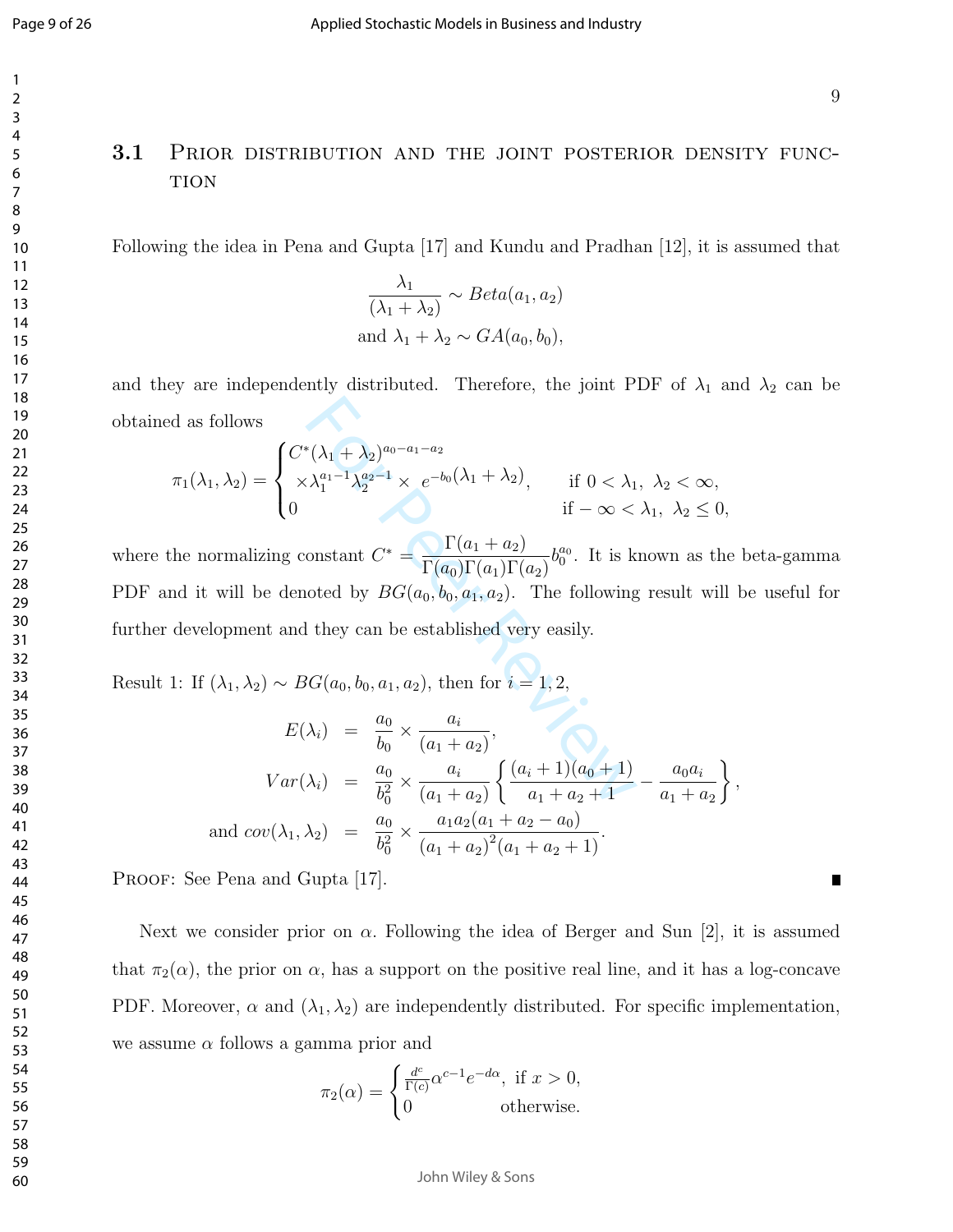## 3.1 Prior distribution and the joint posterior density function

Following the idea in Pena and Gupta [17] and Kundu and Pradhan [12], it is assumed that

$$\frac{\lambda_1}{(\lambda_1+\lambda_2)} \sim Beta(a_1, a_2)$$
$$\text{and } \lambda_1+\lambda_2 \sim GA(a_0, b_0),$$

and they are independently distributed. Therefore, the joint PDF of $\lambda_1$ and $\lambda_2$ can be obtained as follows

$$\pi_1(\lambda_1,\lambda_2) = \begin{cases} C^*(\lambda_1+\lambda_2)^{a_0-a_1-a_2} \\ \times \lambda_1^{a_1-1}\lambda_2^{a_2-1} \times \; e^{-b_0}(\lambda_1+\lambda_2), & \text{if } 0<\lambda_1, \; \lambda_2<\infty, \\ 0 & \text{if } -\infty<\lambda_1, \; \lambda_2 \leq 0, \end{cases}$$

where the normalizing constant $C^* = \dfrac{\Gamma(a_1+a_2)}{\Gamma(a_0)\Gamma(a_1)\Gamma(a_2)} b_0^{a_0}$. It is known as the beta-gamma PDF and it will be denoted by $BG(a_0, b_0, a_1, a_2)$. The following result will be useful for further development and they can be established very easily.

Result 1: If $(\lambda_1, \lambda_2) \sim BG(a_0, b_0, a_1, a_2)$, then for $i = 1, 2$,

$$\begin{aligned} E(\lambda_i) &= \frac{a_0}{b_0} \times \frac{a_i}{(a_1+a_2)}, \\ Var(\lambda_i) &= \frac{a_0}{b_0^2} \times \frac{a_i}{(a_1+a_2)} \left\{ \frac{(a_i+1)(a_0+1)}{a_1+a_2+1} - \frac{a_0 a_i}{a_1+a_2} \right\}, \\ \text{and } cov(\lambda_1, \lambda_2) &= \frac{a_0}{b_0^2} \times \frac{a_1 a_2 (a_1+a_2-a_0)}{(a_1+a_2)^2(a_1+a_2+1)}. \end{aligned}$$

Proof: See Pena and Gupta [17]. ∎

Next we consider prior on $\alpha$. Following the idea of Berger and Sun [2], it is assumed that $\pi_2(\alpha)$, the prior on $\alpha$, has a support on the positive real line, and it has a log-concave PDF. Moreover, $\alpha$ and $(\lambda_1, \lambda_2)$ are independently distributed. For specific implementation, we assume $\alpha$ follows a gamma prior and

$$\pi_2(\alpha) = \begin{cases} \frac{d^c}{\Gamma(c)} \alpha^{c-1} e^{-d\alpha}, & \text{if } x > 0, \\ 0 & \text{otherwise.} \end{cases}$$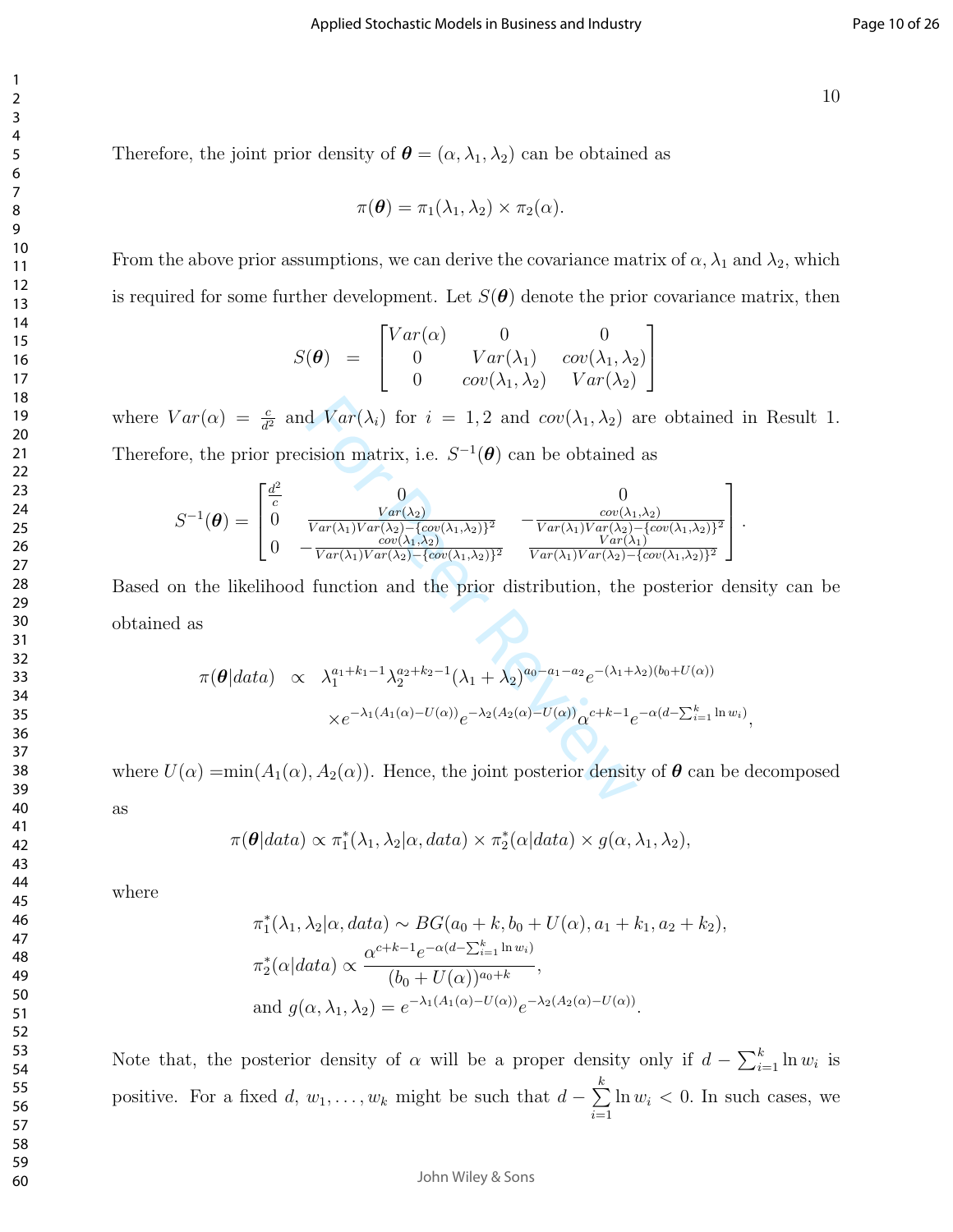Therefore, the joint prior density of $\boldsymbol{\theta} = (\alpha, \lambda_1, \lambda_2)$ can be obtained as

$$\pi(\boldsymbol{\theta}) = \pi_1(\lambda_1, \lambda_2) \times \pi_2(\alpha).$$

From the above prior assumptions, we can derive the covariance matrix of $\alpha$, $\lambda_1$ and $\lambda_2$, which is required for some further development. Let $S(\boldsymbol{\theta})$ denote the prior covariance matrix, then

$$S(\boldsymbol{\theta}) = \begin{bmatrix} Var(\alpha) & 0 & 0 \\ 0 & Var(\lambda_1) & cov(\lambda_1, \lambda_2) \\ 0 & cov(\lambda_1, \lambda_2) & Var(\lambda_2) \end{bmatrix}$$

where $Var(\alpha) = \frac{c}{d^2}$ and $Var(\lambda_i)$ for $i = 1, 2$ and $cov(\lambda_1, \lambda_2)$ are obtained in Result 1. Therefore, the prior precision matrix, i.e. $S^{-1}(\boldsymbol{\theta})$ can be obtained as

$$S^{-1}(\boldsymbol{\theta}) = \begin{bmatrix} \frac{d^2}{c} & 0 & 0 \\ 0 & \frac{Var(\lambda_2)}{Var(\lambda_1)Var(\lambda_2) - \{cov(\lambda_1,\lambda_2)\}^2} & -\frac{cov(\lambda_1,\lambda_2)}{Var(\lambda_1)Var(\lambda_2) - \{cov(\lambda_1,\lambda_2)\}^2} \\ 0 & -\frac{cov(\lambda_1,\lambda_2)}{Var(\lambda_1)Var(\lambda_2) - \{cov(\lambda_1,\lambda_2)\}^2} & \frac{Var(\lambda_1)}{Var(\lambda_1)Var(\lambda_2) - \{cov(\lambda_1,\lambda_2)\}^2} \end{bmatrix}.$$

Based on the likelihood function and the prior distribution, the posterior density can be obtained as

$$\begin{aligned} \pi(\boldsymbol{\theta}|data) \;\; \propto \;\; & \lambda_1^{a_1+k_1-1} \lambda_2^{a_2+k_2-1} (\lambda_1 + \lambda_2)^{a_0 - a_1 - a_2} e^{-(\lambda_1+\lambda_2)(b_0 + U(\alpha))} \\ & \times e^{-\lambda_1(A_1(\alpha) - U(\alpha))} e^{-\lambda_2(A_2(\alpha) - U(\alpha))} \alpha^{c+k-1} e^{-\alpha(d - \sum_{i=1}^{k} \ln w_i)}, \end{aligned}$$

where $U(\alpha) = \min(A_1(\alpha), A_2(\alpha))$. Hence, the joint posterior density of $\boldsymbol{\theta}$ can be decomposed as

$$\pi(\boldsymbol{\theta}|data) \propto \pi_1^*(\lambda_1, \lambda_2|\alpha, data) \times \pi_2^*(\alpha|data) \times g(\alpha, \lambda_1, \lambda_2),$$

where

$$\begin{aligned} & \pi_1^*(\lambda_1, \lambda_2|\alpha, data) \sim BG(a_0 + k, b_0 + U(\alpha), a_1 + k_1, a_2 + k_2), \\ & \pi_2^*(\alpha|data) \propto \frac{\alpha^{c+k-1} e^{-\alpha(d - \sum_{i=1}^{k} \ln w_i)}}{(b_0 + U(\alpha))^{a_0+k}}, \\ & \text{and } g(\alpha, \lambda_1, \lambda_2) = e^{-\lambda_1(A_1(\alpha) - U(\alpha))} e^{-\lambda_2(A_2(\alpha) - U(\alpha))}. \end{aligned}$$

Note that, the posterior density of $\alpha$ will be a proper density only if $d - \sum_{i=1}^{k} \ln w_i$ is positive. For a fixed $d$, $w_1, \ldots, w_k$ might be such that $d - \sum_{i=1}^{k} \ln w_i < 0$. In such cases, we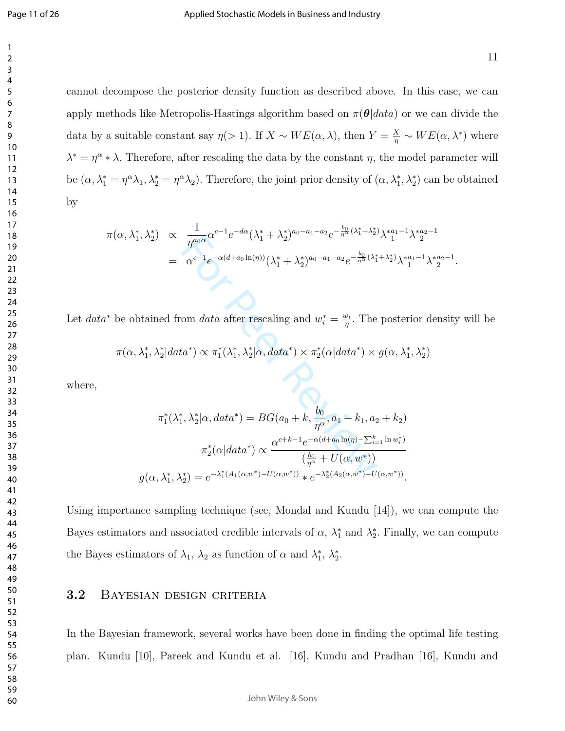cannot decompose the posterior density function as described above. In this case, we can apply methods like Metropolis-Hastings algorithm based on $\pi(\boldsymbol{\theta}|data)$ or we can divide the data by a suitable constant say $\eta(>1)$. If $X \sim WE(\alpha, \lambda)$, then $Y = \frac{X}{\eta} \sim WE(\alpha, \lambda^*)$ where $\lambda^* = \eta^\alpha * \lambda$. Therefore, after rescaling the data by the constant $\eta$, the model parameter will be $(\alpha, \lambda_1^* = \eta^\alpha \lambda_1, \lambda_2^* = \eta^\alpha \lambda_2)$. Therefore, the joint prior density of $(\alpha, \lambda_1^*, \lambda_2^*)$ can be obtained by

$$
\begin{aligned}
\pi(\alpha, \lambda_1^*, \lambda_2^*) &\propto \frac{1}{\eta^{a_0 \alpha}} \alpha^{c-1} e^{-d\alpha} (\lambda_1^* + \lambda_2^*)^{a_0 - a_1 - a_2} e^{-\frac{b_0}{\eta^\alpha}(\lambda_1^* + \lambda_2^*)} \lambda_1^{*a_1 - 1} \lambda_2^{*a_2 - 1} \\
&= \alpha^{c-1} e^{-\alpha(d + a_0 \ln(\eta))} (\lambda_1^* + \lambda_2^*)^{a_0 - a_1 - a_2} e^{-\frac{b_0}{\eta^\alpha}(\lambda_1^* + \lambda_2^*)} \lambda_1^{*a_1 - 1} \lambda_2^{*a_2 - 1}.
\end{aligned}
$$

Let $data^*$ be obtained from $data$ after rescaling and $w_i^* = \frac{w_i}{\eta}$. The posterior density will be

$$
\pi(\alpha, \lambda_1^*, \lambda_2^*|data^*) \propto \pi_1^*(\lambda_1^*, \lambda_2^*|\alpha, data^*) \times \pi_2^*(\alpha|data^*) \times g(\alpha, \lambda_1^*, \lambda_2^*)
$$

where,

$$
\begin{aligned}
\pi_1^*(\lambda_1^*, \lambda_2^*|\alpha, data^*) &= BG(a_0 + k, \frac{b_0}{\eta^\alpha}, a_1 + k_1, a_2 + k_2) \\
\pi_2^*(\alpha|data^*) &\propto \frac{\alpha^{c+k-1} e^{-\alpha(d + a_0 \ln(\eta) - \sum_{i=1}^{k} \ln w_i^*)}}{(\frac{b_0}{\eta^\alpha} + U(\alpha, w^*))} \\
g(\alpha, \lambda_1^*, \lambda_2^*) &= e^{-\lambda_1^*(A_1(\alpha, w^*) - U(\alpha, w^*))} * e^{-\lambda_2^*(A_2(\alpha, w^*) - U(\alpha, w^*))}.
\end{aligned}
$$

Using importance sampling technique (see, Mondal and Kundu [14]), we can compute the Bayes estimators and associated credible intervals of $\alpha$, $\lambda_1^*$ and $\lambda_2^*$. Finally, we can compute the Bayes estimators of $\lambda_1$, $\lambda_2$ as function of $\alpha$ and $\lambda_1^*$, $\lambda_2^*$.

### 3.2 Bayesian design criteria

In the Bayesian framework, several works have been done in finding the optimal life testing plan. Kundu [10], Pareek and Kundu et al. [16], Kundu and Pradhan [16], Kundu and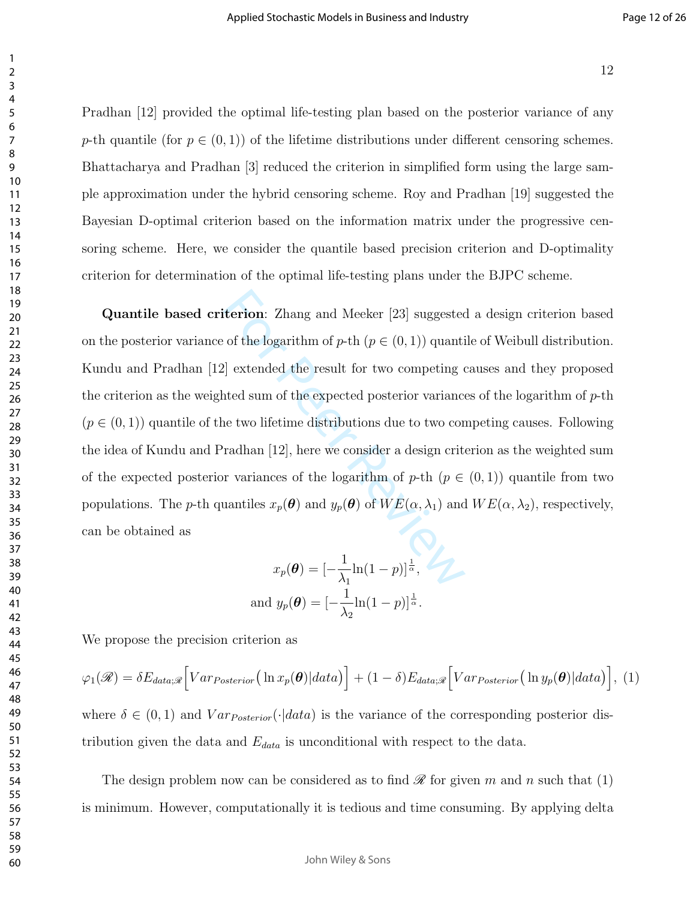Pradhan [12] provided the optimal life-testing plan based on the posterior variance of any $p$-th quantile (for $p \in (0, 1)$) of the lifetime distributions under different censoring schemes. Bhattacharya and Pradhan [3] reduced the criterion in simplified form using the large sample approximation under the hybrid censoring scheme. Roy and Pradhan [19] suggested the Bayesian D-optimal criterion based on the information matrix under the progressive censoring scheme. Here, we consider the quantile based precision criterion and D-optimality criterion for determination of the optimal life-testing plans under the BJPC scheme.

**Quantile based criterion**: Zhang and Meeker [23] suggested a design criterion based on the posterior variance of the logarithm of $p$-th ($p \in (0, 1)$) quantile of Weibull distribution. Kundu and Pradhan [12] extended the result for two competing causes and they proposed the criterion as the weighted sum of the expected posterior variances of the logarithm of $p$-th ($p \in (0, 1)$) quantile of the two lifetime distributions due to two competing causes. Following the idea of Kundu and Pradhan [12], here we consider a design criterion as the weighted sum of the expected posterior variances of the logarithm of $p$-th ($p \in (0, 1)$) quantile from two populations. The $p$-th quantiles $x_p(\boldsymbol{\theta})$ and $y_p(\boldsymbol{\theta})$ of $WE(\alpha, \lambda_1)$ and $WE(\alpha, \lambda_2)$, respectively, can be obtained as

$$x_p(\boldsymbol{\theta}) = [-\frac{1}{\lambda_1}\ln(1-p)]^{\frac{1}{\alpha}},$$
$$\text{and } y_p(\boldsymbol{\theta}) = [-\frac{1}{\lambda_2}\ln(1-p)]^{\frac{1}{\alpha}}.$$

We propose the precision criterion as

$$\varphi_1(\mathscr{R}) = \delta E_{data;\mathscr{R}}\Big[Var_{Posterior}\big(\ln x_p(\boldsymbol{\theta})|data\big)\Big] + (1-\delta)E_{data;\mathscr{R}}\Big[Var_{Posterior}\big(\ln y_p(\boldsymbol{\theta})|data\big)\Big], \quad (1)$$

where $\delta \in (0, 1)$ and $Var_{Posterior}(\cdot|data)$ is the variance of the corresponding posterior distribution given the data and $E_{data}$ is unconditional with respect to the data.

The design problem now can be considered as to find $\mathscr{R}$ for given $m$ and $n$ such that (1) is minimum. However, computationally it is tedious and time consuming. By applying delta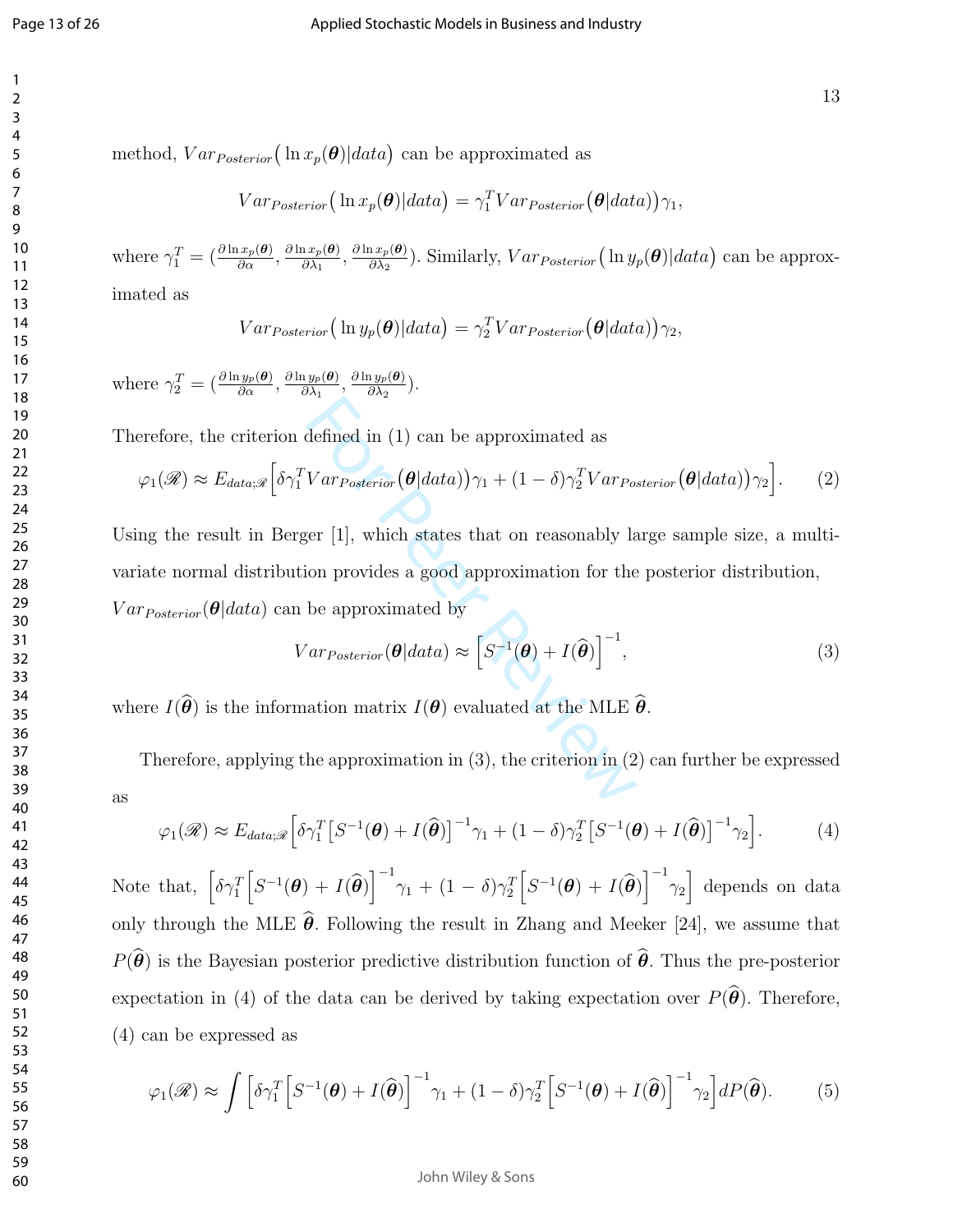method, $Var_{Posterior}\big(\ln x_p(\boldsymbol{\theta})|data\big)$ can be approximated as

$$Var_{Posterior}\big(\ln x_p(\boldsymbol{\theta})|data\big) = \gamma_1^T Var_{Posterior}\big(\boldsymbol{\theta}|data)\big)\gamma_1,$$

where $\gamma_1^T = (\frac{\partial \ln x_p(\boldsymbol{\theta})}{\partial \alpha}, \frac{\partial \ln x_p(\boldsymbol{\theta})}{\partial \lambda_1}, \frac{\partial \ln x_p(\boldsymbol{\theta})}{\partial \lambda_2})$. Similarly, $Var_{Posterior}\big(\ln y_p(\boldsymbol{\theta})|data\big)$ can be approximated as

$$Var_{Posterior}\big(\ln y_p(\boldsymbol{\theta})|data\big) = \gamma_2^T Var_{Posterior}\big(\boldsymbol{\theta}|data)\big)\gamma_2,$$

where $\gamma_2^T = (\frac{\partial \ln y_p(\boldsymbol{\theta})}{\partial \alpha}, \frac{\partial \ln y_p(\boldsymbol{\theta})}{\partial \lambda_1}, \frac{\partial \ln y_p(\boldsymbol{\theta})}{\partial \lambda_2})$.

Therefore, the criterion defined in (1) can be approximated as

$$\varphi_1(\mathscr{R}) \approx E_{data;\mathscr{R}}\Big[\delta\gamma_1^T Var_{Posterior}\big(\boldsymbol{\theta}|data)\big)\gamma_1 + (1-\delta)\gamma_2^T Var_{Posterior}\big(\boldsymbol{\theta}|data)\big)\gamma_2\Big]. \tag{2}$$

Using the result in Berger [1], which states that on reasonably large sample size, a multivariate normal distribution provides a good approximation for the posterior distribution, $Var_{Posterior}(\boldsymbol{\theta}|data)$ can be approximated by

$$Var_{Posterior}(\boldsymbol{\theta}|data) \approx \Big[S^{-1}(\boldsymbol{\theta}) + I(\widehat{\boldsymbol{\theta}})\Big]^{-1}, \tag{3}$$

where $I(\widehat{\boldsymbol{\theta}})$ is the information matrix $I(\boldsymbol{\theta})$ evaluated at the MLE $\widehat{\boldsymbol{\theta}}$.

Therefore, applying the approximation in (3), the criterion in (2) can further be expressed as

$$\varphi_1(\mathscr{R}) \approx E_{data;\mathscr{R}}\Big[\delta\gamma_1^T \big[S^{-1}(\boldsymbol{\theta}) + I(\widehat{\boldsymbol{\theta}})\big]^{-1}\gamma_1 + (1-\delta)\gamma_2^T \big[S^{-1}(\boldsymbol{\theta}) + I(\widehat{\boldsymbol{\theta}})\big]^{-1}\gamma_2\Big]. \tag{4}$$

Note that, $\Big[\delta\gamma_1^T \Big[S^{-1}(\boldsymbol{\theta}) + I(\widehat{\boldsymbol{\theta}})\Big]^{-1}\gamma_1 + (1-\delta)\gamma_2^T \Big[S^{-1}(\boldsymbol{\theta}) + I(\widehat{\boldsymbol{\theta}})\Big]^{-1}\gamma_2\Big]$ depends on data only through the MLE $\widehat{\boldsymbol{\theta}}$. Following the result in Zhang and Meeker [24], we assume that $P(\widehat{\boldsymbol{\theta}})$ is the Bayesian posterior predictive distribution function of $\widehat{\boldsymbol{\theta}}$. Thus the pre-posterior expectation in (4) of the data can be derived by taking expectation over $P(\widehat{\boldsymbol{\theta}})$. Therefore, (4) can be expressed as

$$\varphi_1(\mathscr{R}) \approx \int \Big[\delta\gamma_1^T \Big[S^{-1}(\boldsymbol{\theta}) + I(\widehat{\boldsymbol{\theta}})\Big]^{-1}\gamma_1 + (1-\delta)\gamma_2^T \Big[S^{-1}(\boldsymbol{\theta}) + I(\widehat{\boldsymbol{\theta}})\Big]^{-1}\gamma_2\Big] dP(\widehat{\boldsymbol{\theta}}). \tag{5}$$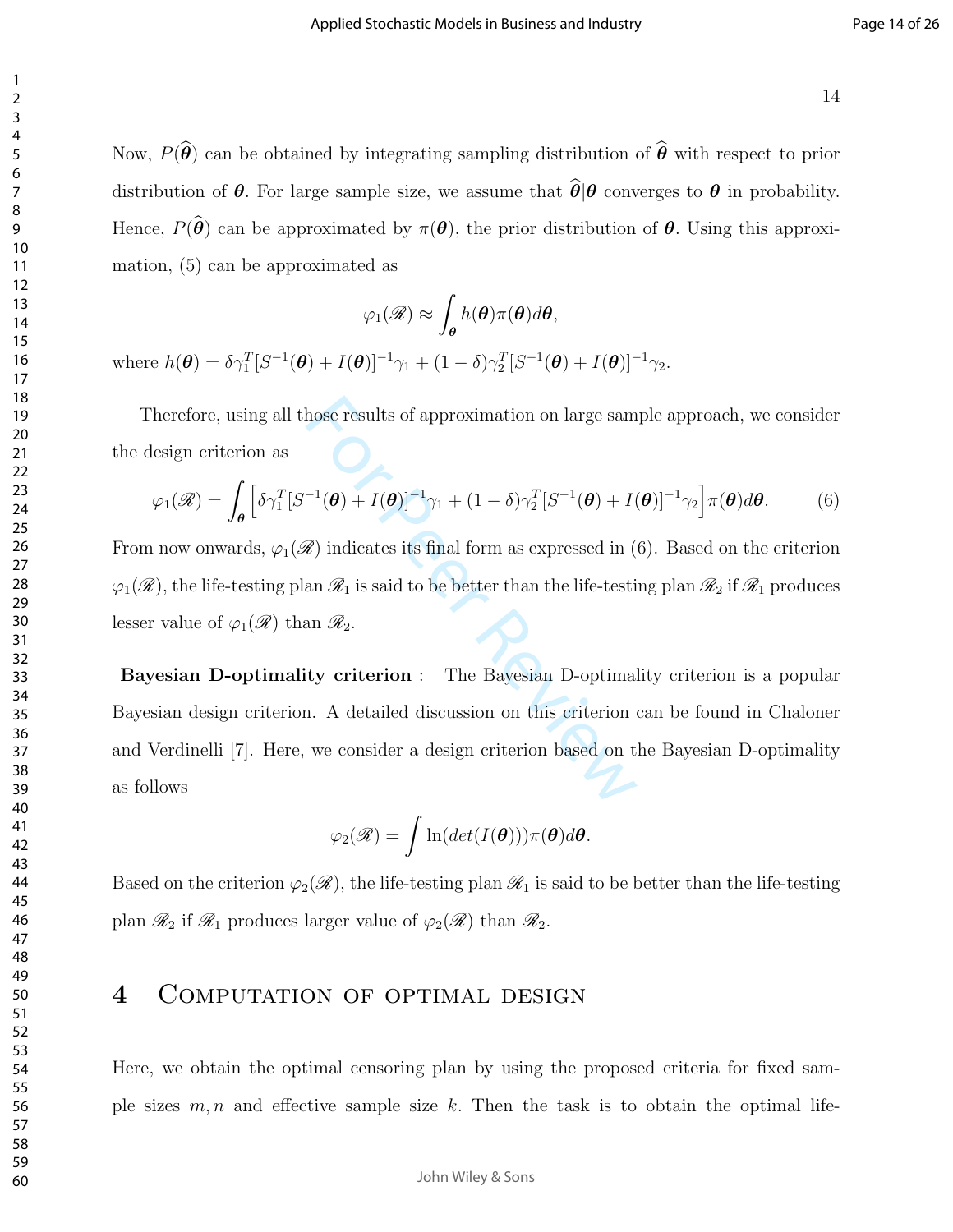Now, $P(\widehat{\boldsymbol{\theta}})$ can be obtained by integrating sampling distribution of $\widehat{\boldsymbol{\theta}}$ with respect to prior distribution of $\boldsymbol{\theta}$. For large sample size, we assume that $\widehat{\boldsymbol{\theta}}|\boldsymbol{\theta}$ converges to $\boldsymbol{\theta}$ in probability. Hence, $P(\widehat{\boldsymbol{\theta}})$ can be approximated by $\pi(\boldsymbol{\theta})$, the prior distribution of $\boldsymbol{\theta}$. Using this approximation, (5) can be approximated as

$$\varphi_1(\mathscr{R}) \approx \int_{\boldsymbol{\theta}} h(\boldsymbol{\theta})\pi(\boldsymbol{\theta})d\boldsymbol{\theta},$$

where $h(\boldsymbol{\theta}) = \delta\gamma_1^T[S^{-1}(\boldsymbol{\theta}) + I(\boldsymbol{\theta})]^{-1}\gamma_1 + (1-\delta)\gamma_2^T[S^{-1}(\boldsymbol{\theta}) + I(\boldsymbol{\theta})]^{-1}\gamma_2$.

Therefore, using all those results of approximation on large sample approach, we consider the design criterion as

$$\varphi_1(\mathscr{R}) = \int_{\boldsymbol{\theta}} \Big[\delta\gamma_1^T[S^{-1}(\boldsymbol{\theta}) + I(\boldsymbol{\theta})]^{-1}\gamma_1 + (1-\delta)\gamma_2^T[S^{-1}(\boldsymbol{\theta}) + I(\boldsymbol{\theta})]^{-1}\gamma_2\Big]\pi(\boldsymbol{\theta})d\boldsymbol{\theta}. \tag{6}$$

From now onwards, $\varphi_1(\mathscr{R})$ indicates its final form as expressed in (6). Based on the criterion $\varphi_1(\mathscr{R})$, the life-testing plan $\mathscr{R}_1$ is said to be better than the life-testing plan $\mathscr{R}_2$ if $\mathscr{R}_1$ produces lesser value of $\varphi_1(\mathscr{R})$ than $\mathscr{R}_2$.

**Bayesian D-optimality criterion** : The Bayesian D-optimality criterion is a popular Bayesian design criterion. A detailed discussion on this criterion can be found in Chaloner and Verdinelli [7]. Here, we consider a design criterion based on the Bayesian D-optimality as follows

$$\varphi_2(\mathscr{R}) = \int \ln(det(I(\boldsymbol{\theta})))\pi(\boldsymbol{\theta})d\boldsymbol{\theta}.$$

Based on the criterion $\varphi_2(\mathscr{R})$, the life-testing plan $\mathscr{R}_1$ is said to be better than the life-testing plan $\mathscr{R}_2$ if $\mathscr{R}_1$ produces larger value of $\varphi_2(\mathscr{R})$ than $\mathscr{R}_2$.

# 4 Computation of optimal design

Here, we obtain the optimal censoring plan by using the proposed criteria for fixed sample sizes $m, n$ and effective sample size $k$. Then the task is to obtain the optimal life-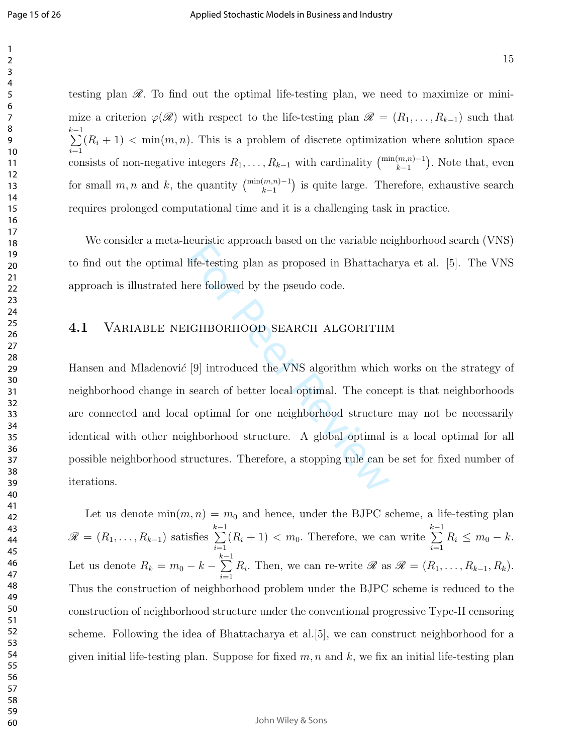testing plan $\mathscr{R}$. To find out the optimal life-testing plan, we need to maximize or minimize a criterion $\varphi(\mathscr{R})$ with respect to the life-testing plan $\mathscr{R} = (R_1, \ldots, R_{k-1})$ such that $\sum_{i=1}^{k-1}(R_i + 1) < \min(m, n)$. This is a problem of discrete optimization where solution space consists of non-negative integers $R_1, \ldots, R_{k-1}$ with cardinality $\binom{\min(m,n)-1}{k-1}$. Note that, even for small $m, n$ and $k$, the quantity $\binom{\min(m,n)-1}{k-1}$ is quite large. Therefore, exhaustive search requires prolonged computational time and it is a challenging task in practice.

We consider a meta-heuristic approach based on the variable neighborhood search (VNS) to find out the optimal life-testing plan as proposed in Bhattacharya et al. [5]. The VNS approach is illustrated here followed by the pseudo code.

## 4.1 Variable neighborhood search algorithm

Hansen and Mladenović [9] introduced the VNS algorithm which works on the strategy of neighborhood change in search of better local optimal. The concept is that neighborhoods are connected and local optimal for one neighborhood structure may not be necessarily identical with other neighborhood structure. A global optimal is a local optimal for all possible neighborhood structures. Therefore, a stopping rule can be set for fixed number of iterations.

Let us denote $\min(m, n) = m_0$ and hence, under the BJPC scheme, a life-testing plan $\mathscr{R} = (R_1, \ldots, R_{k-1})$ satisfies $\sum_{i=1}^{k-1}(R_i + 1) < m_0$. Therefore, we can write $\sum_{i=1}^{k-1} R_i \leq m_0 - k$. Let us denote $R_k = m_0 - k - \sum_{i=1}^{k-1} R_i$. Then, we can re-write $\mathscr{R}$ as $\mathscr{R} = (R_1, \ldots, R_{k-1}, R_k)$. Thus the construction of neighborhood problem under the BJPC scheme is reduced to the construction of neighborhood structure under the conventional progressive Type-II censoring scheme. Following the idea of Bhattacharya et al.[5], we can construct neighborhood for a given initial life-testing plan. Suppose for fixed $m, n$ and $k$, we fix an initial life-testing plan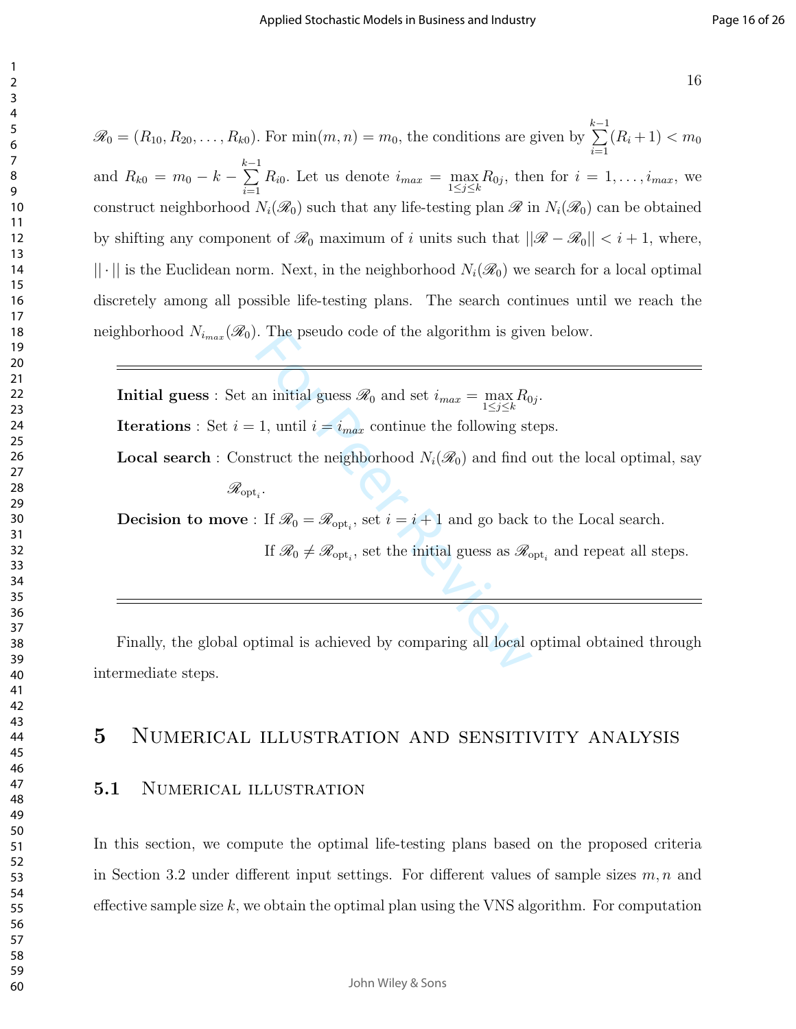$\mathscr{R}_0 = (R_{10}, R_{20}, \dots, R_{k0})$. For $\min(m,n) = m_0$, the conditions are given by $\sum_{i=1}^{k-1}(R_i+1) < m_0$ and $R_{k0} = m_0 - k - \sum_{i=1}^{k-1} R_{i0}$. Let us denote $i_{max} = \max_{1 \le j \le k} R_{0j}$, then for $i = 1, \dots, i_{max}$, we construct neighborhood $N_i(\mathscr{R}_0)$ such that any life-testing plan $\mathscr{R}$ in $N_i(\mathscr{R}_0)$ can be obtained by shifting any component of $\mathscr{R}_0$ maximum of $i$ units such that $||\mathscr{R} - \mathscr{R}_0|| < i+1$, where, $||\cdot||$ is the Euclidean norm. Next, in the neighborhood $N_i(\mathscr{R}_0)$ we search for a local optimal discretely among all possible life-testing plans. The search continues until we reach the neighborhood $N_{i_{max}}(\mathscr{R}_0)$. The pseudo code of the algorithm is given below.

---

**Initial guess** : Set an initial guess $\mathscr{R}_0$ and set $i_{max} = \max_{1 \le j \le k} R_{0j}$.

**Iterations** : Set $i = 1$, until $i = i_{max}$ continue the following steps.

**Local search** : Construct the neighborhood $N_i(\mathscr{R}_0)$ and find out the local optimal, say $\mathscr{R}_{\text{opt}_i}$.

**Decision to move** : If $\mathscr{R}_0 = \mathscr{R}_{\text{opt}_i}$, set $i = i+1$ and go back to the Local search.

If $\mathscr{R}_0 \neq \mathscr{R}_{\text{opt}_i}$, set the initial guess as $\mathscr{R}_{\text{opt}_i}$ and repeat all steps.

---

Finally, the global optimal is achieved by comparing all local optimal obtained through intermediate steps.

# 5 Numerical illustration and sensitivity analysis

## 5.1 Numerical illustration

In this section, we compute the optimal life-testing plans based on the proposed criteria in Section 3.2 under different input settings. For different values of sample sizes $m, n$ and effective sample size $k$, we obtain the optimal plan using the VNS algorithm. For computation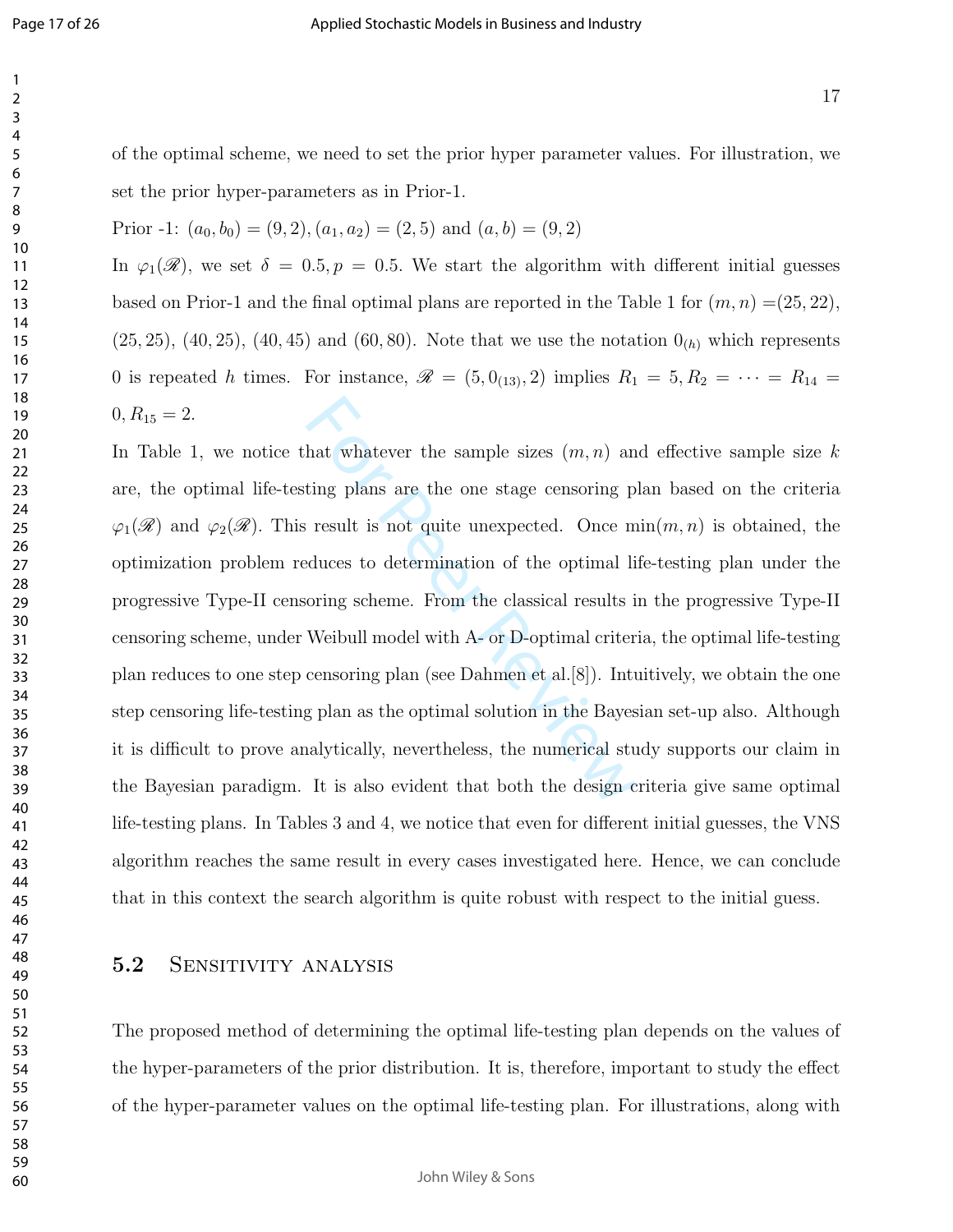of the optimal scheme, we need to set the prior hyper parameter values. For illustration, we set the prior hyper-parameters as in Prior-1.

Prior -1: $(a_0, b_0) = (9, 2), (a_1, a_2) = (2, 5)$ and $(a, b) = (9, 2)$

In $\varphi_1(\mathscr{R})$, we set $\delta = 0.5, p = 0.5$. We start the algorithm with different initial guesses based on Prior-1 and the final optimal plans are reported in the Table 1 for $(m, n)$ =(25, 22), (25, 25), (40, 25), (40, 45) and (60, 80). Note that we use the notation $0_{(h)}$ which represents 0 is repeated $h$ times. For instance, $\mathscr{R} = (5, 0_{(13)}, 2)$ implies $R_1 = 5, R_2 = \cdots = R_{14} = 0, R_{15} = 2$.

In Table 1, we notice that whatever the sample sizes $(m, n)$ and effective sample size $k$ are, the optimal life-testing plans are the one stage censoring plan based on the criteria $\varphi_1(\mathscr{R})$ and $\varphi_2(\mathscr{R})$. This result is not quite unexpected. Once $\min(m, n)$ is obtained, the optimization problem reduces to determination of the optimal life-testing plan under the progressive Type-II censoring scheme. From the classical results in the progressive Type-II censoring scheme, under Weibull model with A- or D-optimal criteria, the optimal life-testing plan reduces to one step censoring plan (see Dahmen et al.[8]). Intuitively, we obtain the one step censoring life-testing plan as the optimal solution in the Bayesian set-up also. Although it is difficult to prove analytically, nevertheless, the numerical study supports our claim in the Bayesian paradigm. It is also evident that both the design criteria give same optimal life-testing plans. In Tables 3 and 4, we notice that even for different initial guesses, the VNS algorithm reaches the same result in every cases investigated here. Hence, we can conclude that in this context the search algorithm is quite robust with respect to the initial guess.

### 5.2 Sensitivity analysis

The proposed method of determining the optimal life-testing plan depends on the values of the hyper-parameters of the prior distribution. It is, therefore, important to study the effect of the hyper-parameter values on the optimal life-testing plan. For illustrations, along with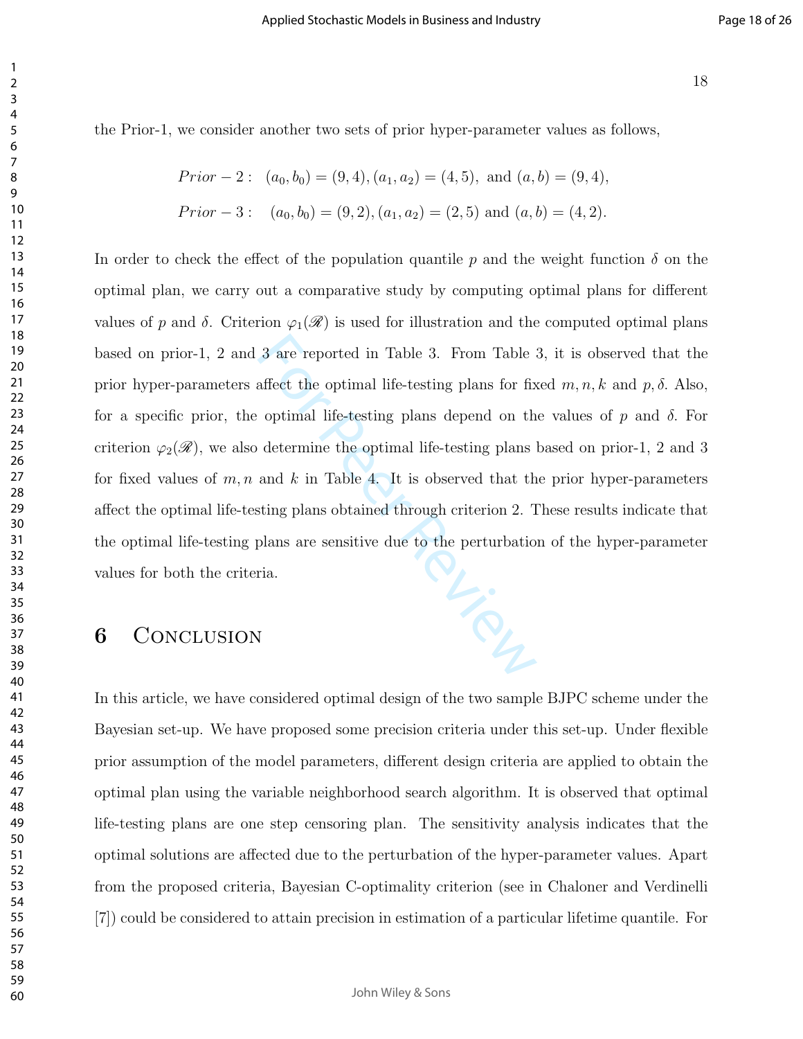the Prior-1, we consider another two sets of prior hyper-parameter values as follows,

$$Prior-2: \quad (a_0, b_0) = (9, 4), (a_1, a_2) = (4, 5), \text{ and } (a, b) = (9, 4),$$

$$Prior-3: \quad (a_0, b_0) = (9, 2), (a_1, a_2) = (2, 5) \text{ and } (a, b) = (4, 2).$$

In order to check the effect of the population quantile $p$ and the weight function $\delta$ on the optimal plan, we carry out a comparative study by computing optimal plans for different values of $p$ and $\delta$. Criterion $\varphi_1(\mathscr{R})$ is used for illustration and the computed optimal plans based on prior-1, 2 and 3 are reported in Table 3. From Table 3, it is observed that the prior hyper-parameters affect the optimal life-testing plans for fixed $m, n, k$ and $p, \delta$. Also, for a specific prior, the optimal life-testing plans depend on the values of $p$ and $\delta$. For criterion $\varphi_2(\mathscr{R})$, we also determine the optimal life-testing plans based on prior-1, 2 and 3 for fixed values of $m, n$ and $k$ in Table 4. It is observed that the prior hyper-parameters affect the optimal life-testing plans obtained through criterion 2. These results indicate that the optimal life-testing plans are sensitive due to the perturbation of the hyper-parameter values for both the criteria.

# 6 Conclusion

In this article, we have considered optimal design of the two sample BJPC scheme under the Bayesian set-up. We have proposed some precision criteria under this set-up. Under flexible prior assumption of the model parameters, different design criteria are applied to obtain the optimal plan using the variable neighborhood search algorithm. It is observed that optimal life-testing plans are one step censoring plan. The sensitivity analysis indicates that the optimal solutions are affected due to the perturbation of the hyper-parameter values. Apart from the proposed criteria, Bayesian C-optimality criterion (see in Chaloner and Verdinelli [7]) could be considered to attain precision in estimation of a particular lifetime quantile. For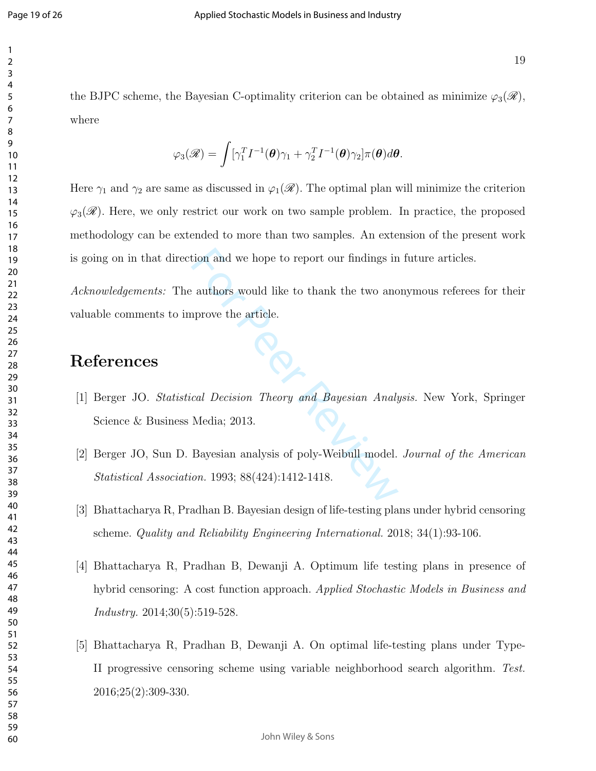the BJPC scheme, the Bayesian C-optimality criterion can be obtained as minimize $\varphi_3(\mathscr{R})$, where

$$\varphi_3(\mathscr{R}) = \int [\gamma_1^T I^{-1}(\boldsymbol{\theta})\gamma_1 + \gamma_2^T I^{-1}(\boldsymbol{\theta})\gamma_2]\pi(\boldsymbol{\theta})d\boldsymbol{\theta}.$$

Here $\gamma_1$ and $\gamma_2$ are same as discussed in $\varphi_1(\mathscr{R})$. The optimal plan will minimize the criterion $\varphi_3(\mathscr{R})$. Here, we only restrict our work on two sample problem. In practice, the proposed methodology can be extended to more than two samples. An extension of the present work is going on in that direction and we hope to report our findings in future articles.

*Acknowledgements:* The authors would like to thank the two anonymous referees for their valuable comments to improve the article.

# References

[1] Berger JO. *Statistical Decision Theory and Bayesian Analysis.* New York, Springer Science & Business Media; 2013.

[2] Berger JO, Sun D. Bayesian analysis of poly-Weibull model. *Journal of the American Statistical Association.* 1993; 88(424):1412-1418.

[3] Bhattacharya R, Pradhan B. Bayesian design of life-testing plans under hybrid censoring scheme. *Quality and Reliability Engineering International.* 2018; 34(1):93-106.

[4] Bhattacharya R, Pradhan B, Dewanji A. Optimum life testing plans in presence of hybrid censoring: A cost function approach. *Applied Stochastic Models in Business and Industry.* 2014;30(5):519-528.

[5] Bhattacharya R, Pradhan B, Dewanji A. On optimal life-testing plans under Type-II progressive censoring scheme using variable neighborhood search algorithm. *Test.* 2016;25(2):309-330.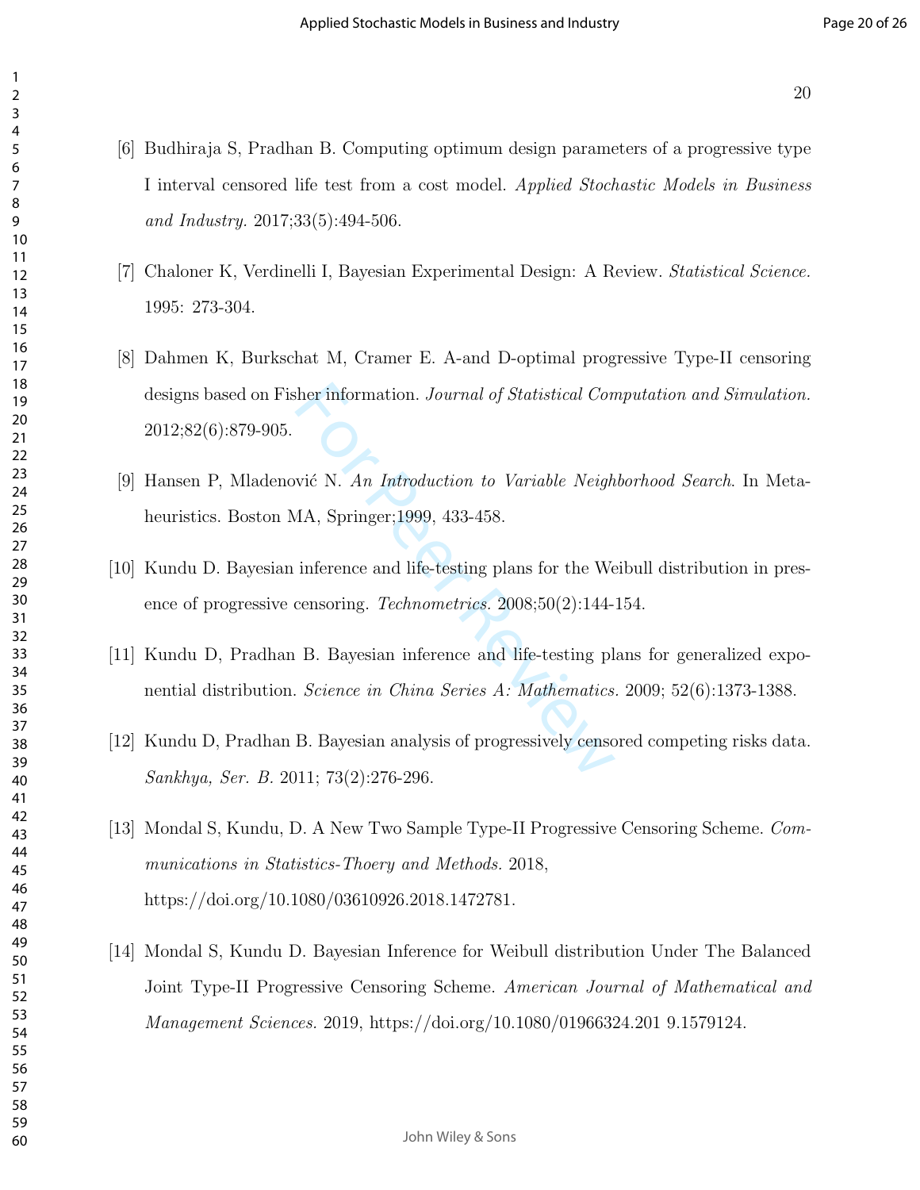[6] Budhiraja S, Pradhan B. Computing optimum design parameters of a progressive type I interval censored life test from a cost model. *Applied Stochastic Models in Business and Industry.* 2017;33(5):494-506.

[7] Chaloner K, Verdinelli I, Bayesian Experimental Design: A Review. *Statistical Science.* 1995: 273-304.

[8] Dahmen K, Burkschat M, Cramer E. A-and D-optimal progressive Type-II censoring designs based on Fisher information. *Journal of Statistical Computation and Simulation.* 2012;82(6):879-905.

[9] Hansen P, Mladenović N. *An Introduction to Variable Neighborhood Search.* In Metaheuristics. Boston MA, Springer;1999, 433-458.

[10] Kundu D. Bayesian inference and life-testing plans for the Weibull distribution in presence of progressive censoring. *Technometrics.* 2008;50(2):144-154.

[11] Kundu D, Pradhan B. Bayesian inference and life-testing plans for generalized exponential distribution. *Science in China Series A: Mathematics.* 2009; 52(6):1373-1388.

[12] Kundu D, Pradhan B. Bayesian analysis of progressively censored competing risks data. *Sankhya, Ser. B.* 2011; 73(2):276-296.

[13] Mondal S, Kundu, D. A New Two Sample Type-II Progressive Censoring Scheme. *Communications in Statistics-Thoery and Methods.* 2018, https://doi.org/10.1080/03610926.2018.1472781.

[14] Mondal S, Kundu D. Bayesian Inference for Weibull distribution Under The Balanced Joint Type-II Progressive Censoring Scheme. *American Journal of Mathematical and Management Sciences.* 2019, https://doi.org/10.1080/01966324.201 9.1579124.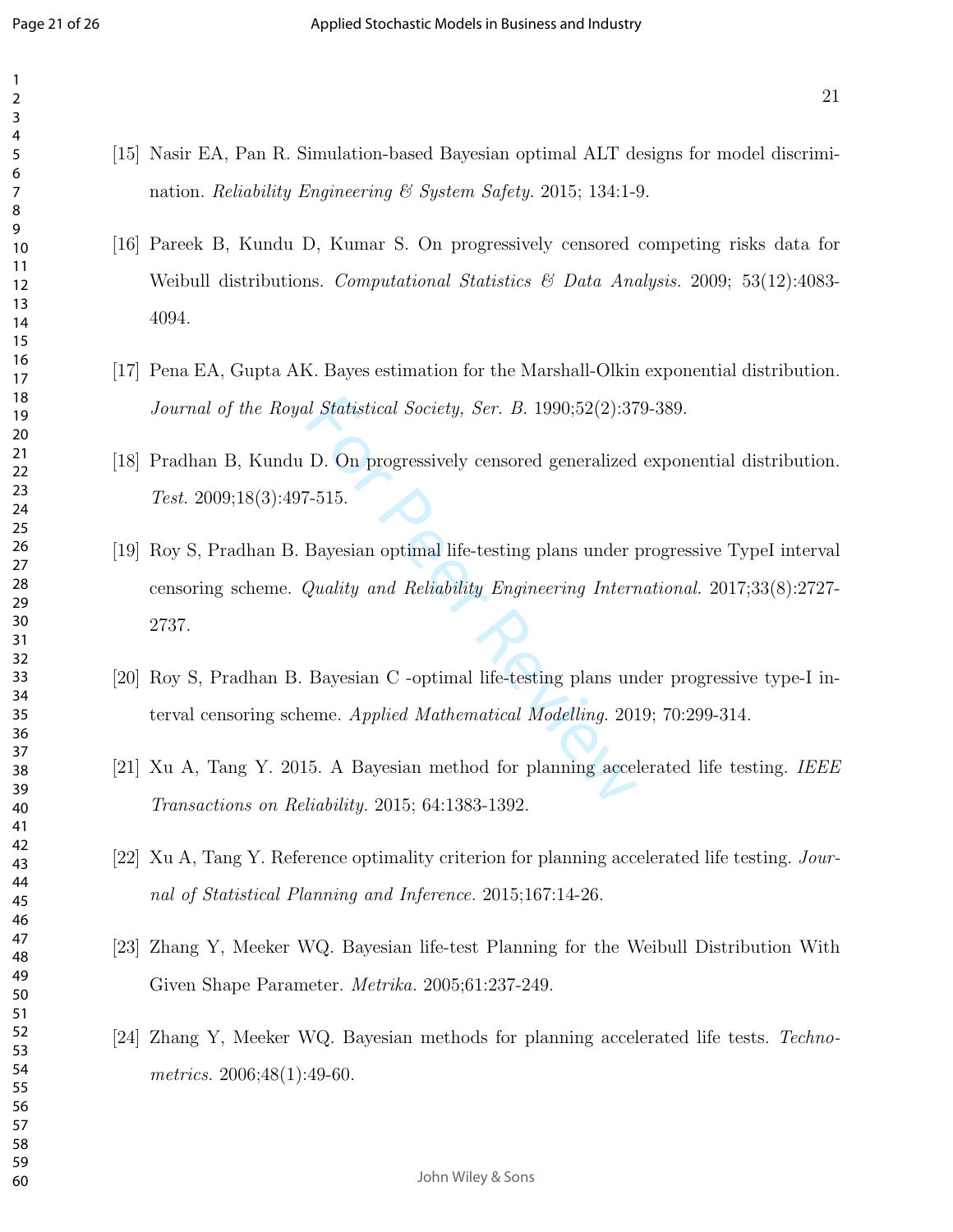[15] Nasir EA, Pan R. Simulation-based Bayesian optimal ALT designs for model discrimination. *Reliability Engineering & System Safety.* 2015; 134:1-9.

[16] Pareek B, Kundu D, Kumar S. On progressively censored competing risks data for Weibull distributions. *Computational Statistics & Data Analysis.* 2009; 53(12):4083-4094.

[17] Pena EA, Gupta AK. Bayes estimation for the Marshall-Olkin exponential distribution. *Journal of the Royal Statistical Society, Ser. B.* 1990;52(2):379-389.

[18] Pradhan B, Kundu D. On progressively censored generalized exponential distribution. *Test.* 2009;18(3):497-515.

[19] Roy S, Pradhan B. Bayesian optimal life-testing plans under progressive TypeI interval censoring scheme. *Quality and Reliability Engineering International.* 2017;33(8):2727-2737.

[20] Roy S, Pradhan B. Bayesian C -optimal life-testing plans under progressive type-I interval censoring scheme. *Applied Mathematical Modelling.* 2019; 70:299-314.

[21] Xu A, Tang Y. 2015. A Bayesian method for planning accelerated life testing. *IEEE Transactions on Reliability.* 2015; 64:1383-1392.

[22] Xu A, Tang Y. Reference optimality criterion for planning accelerated life testing. *Journal of Statistical Planning and Inference.* 2015;167:14-26.

[23] Zhang Y, Meeker WQ. Bayesian life-test Planning for the Weibull Distribution With Given Shape Parameter. *Metrika.* 2005;61:237-249.

[24] Zhang Y, Meeker WQ. Bayesian methods for planning accelerated life tests. *Technometrics.* 2006;48(1):49-60.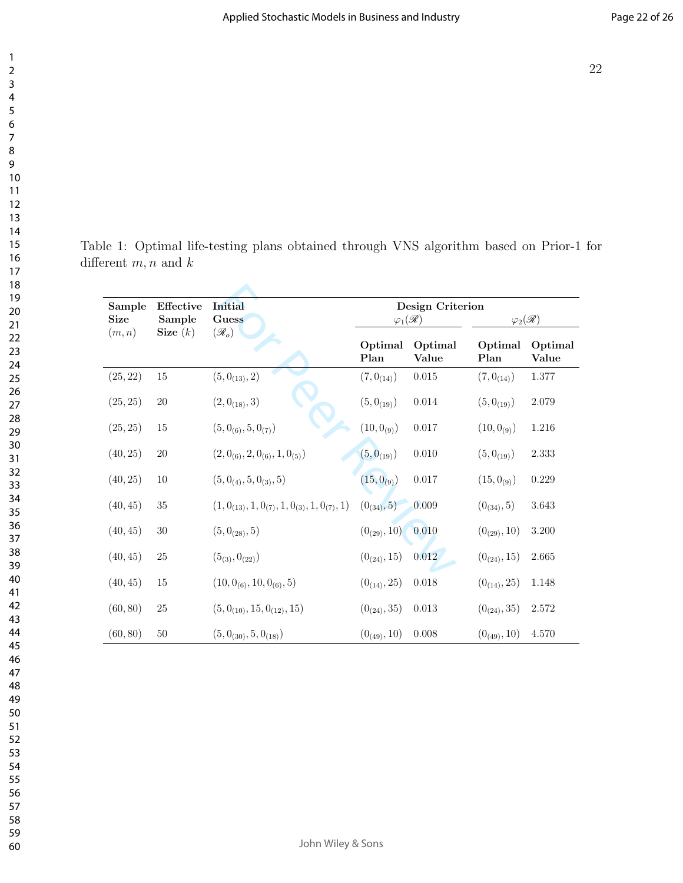Table 1: Optimal life-testing plans obtained through VNS algorithm based on Prior-1 for different $m, n$ and $k$

| **Sample Size** $(m,n)$ | **Effective Sample Size** $(k)$ | **Initial Guess** $(\mathscr{R}_o)$ | **Design Criterion** $\varphi_1(\mathscr{R})$ | | $\varphi_2(\mathscr{R})$ | |
|---|---|---|---|---|---|---|
| | | | **Optimal Plan** | **Optimal Value** | **Optimal Plan** | **Optimal Value** |
| $(25, 22)$ | 15 | $(5, 0_{(13)}, 2)$ | $(7, 0_{(14)})$ | 0.015 | $(7, 0_{(14)})$ | 1.377 |
| $(25, 25)$ | 20 | $(2, 0_{(18)}, 3)$ | $(5, 0_{(19)})$ | 0.014 | $(5, 0_{(19)})$ | 2.079 |
| $(25, 25)$ | 15 | $(5, 0_{(6)}, 5, 0_{(7)})$ | $(10, 0_{(9)})$ | 0.017 | $(10, 0_{(9)})$ | 1.216 |
| $(40, 25)$ | 20 | $(2, 0_{(6)}, 2, 0_{(6)}, 1, 0_{(5)})$ | $(5, 0_{(19)})$ | 0.010 | $(5, 0_{(19)})$ | 2.333 |
| $(40, 25)$ | 10 | $(5, 0_{(4)}, 5, 0_{(3)}, 5)$ | $(15, 0_{(9)})$ | 0.017 | $(15, 0_{(9)})$ | 0.229 |
| $(40, 45)$ | 35 | $(1, 0_{(13)}, 1, 0_{(7)}, 1, 0_{(3)}, 1, 0_{(7)}, 1)$ | $(0_{(34)}, 5)$ | 0.009 | $(0_{(34)}, 5)$ | 3.643 |
| $(40, 45)$ | 30 | $(5, 0_{(28)}, 5)$ | $(0_{(29)}, 10)$ | 0.010 | $(0_{(29)}, 10)$ | 3.200 |
| $(40, 45)$ | 25 | $(5_{(3)}, 0_{(22)})$ | $(0_{(24)}, 15)$ | 0.012 | $(0_{(24)}, 15)$ | 2.665 |
| $(40, 45)$ | 15 | $(10, 0_{(6)}, 10, 0_{(6)}, 5)$ | $(0_{(14)}, 25)$ | 0.018 | $(0_{(14)}, 25)$ | 1.148 |
| $(60, 80)$ | 25 | $(5, 0_{(10)}, 15, 0_{(12)}, 15)$ | $(0_{(24)}, 35)$ | 0.013 | $(0_{(24)}, 35)$ | 2.572 |
| $(60, 80)$ | 50 | $(5, 0_{(30)}, 5, 0_{(18)})$ | $(0_{(49)}, 10)$ | 0.008 | $(0_{(49)}, 10)$ | 4.570 |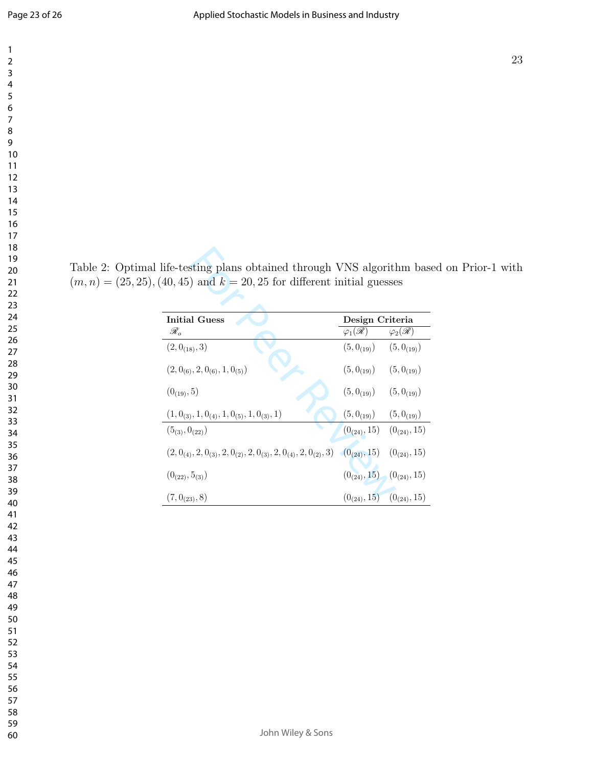Table 2: Optimal life-testing plans obtained through VNS algorithm based on Prior-1 with $(m, n) = (25, 25), (40, 45)$ and $k = 20, 25$ for different initial guesses

| **Initial Guess** | **Design Criteria** | |
|---|---|---|
| $\mathscr{R}_o$ | $\varphi_1(\mathscr{R})$ | $\varphi_2(\mathscr{R})$ |
| $(2, 0_{(18)}, 3)$ | $(5, 0_{(19)})$ | $(5, 0_{(19)})$ |
| $(2, 0_{(6)}, 2, 0_{(6)}, 1, 0_{(5)})$ | $(5, 0_{(19)})$ | $(5, 0_{(19)})$ |
| $(0_{(19)}, 5)$ | $(5, 0_{(19)})$ | $(5, 0_{(19)})$ |
| $(1, 0_{(3)}, 1, 0_{(4)}, 1, 0_{(5)}, 1, 0_{(3)}, 1)$ | $(5, 0_{(19)})$ | $(5, 0_{(19)})$ |
| $(5_{(3)}, 0_{(22)})$ | $(0_{(24)}, 15)$ | $(0_{(24)}, 15)$ |
| $(2, 0_{(4)}, 2, 0_{(3)}, 2, 0_{(2)}, 2, 0_{(3)}, 2, 0_{(4)}, 2, 0_{(2)}, 3)$ | $(0_{(24)}, 15)$ | $(0_{(24)}, 15)$ |
| $(0_{(22)}, 5_{(3)})$ | $(0_{(24)}, 15)$ | $(0_{(24)}, 15)$ |
| $(7, 0_{(23)}, 8)$ | $(0_{(24)}, 15)$ | $(0_{(24)}, 15)$ |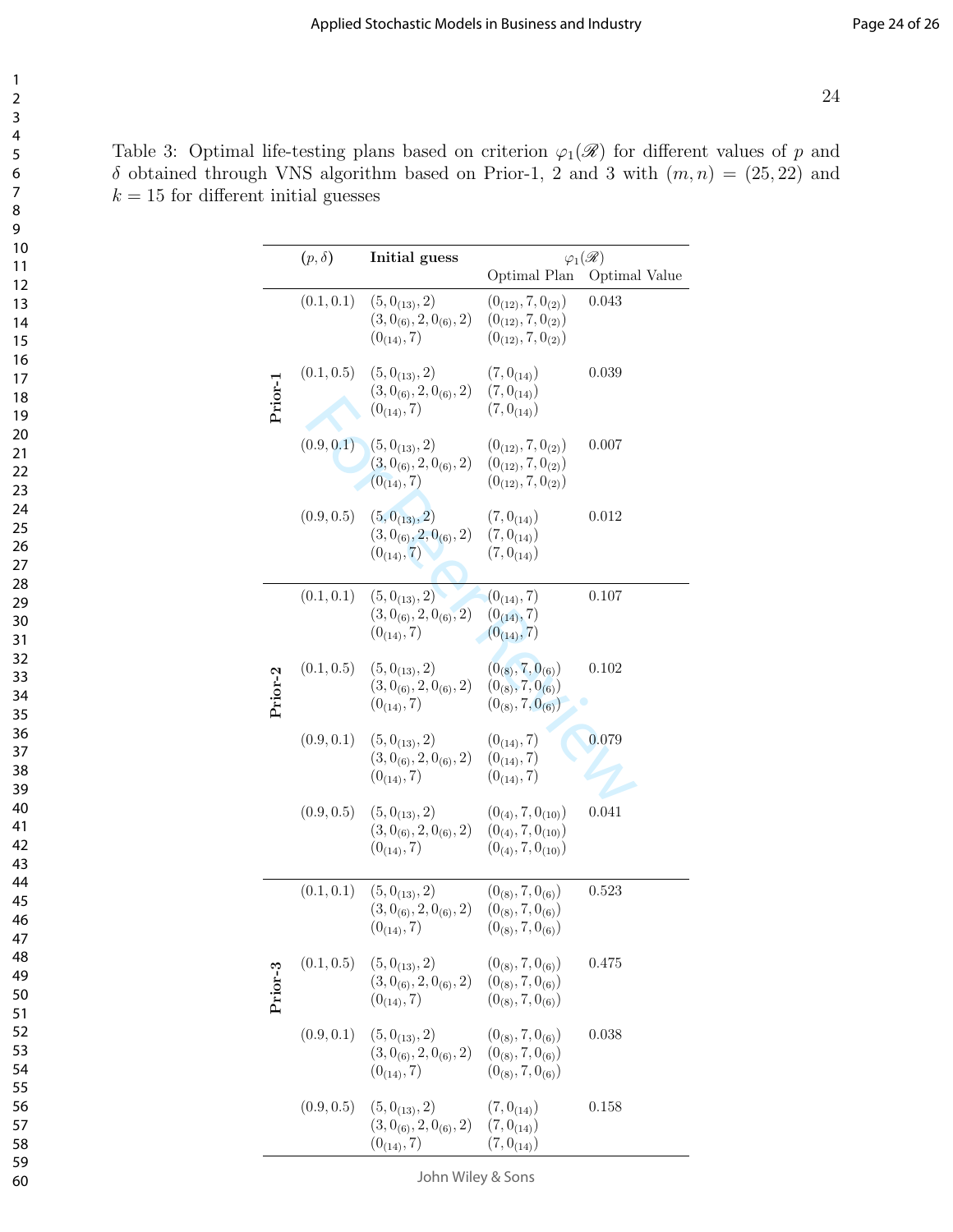Table 3: Optimal life-testing plans based on criterion $\varphi_1(\mathscr{R})$ for different values of $p$ and $\delta$ obtained through VNS algorithm based on Prior-1, 2 and 3 with $(m,n) = (25,22)$ and $k = 15$ for different initial guesses

| | $(p,\delta)$ | Initial guess | $\varphi_1(\mathscr{R})$ | |
|---|---|---|---|---|
| | | | Optimal Plan | Optimal Value |
| **Prior-1** | $(0.1, 0.1)$ | $(5, 0_{(13)}, 2)$ | $(0_{(12)}, 7, 0_{(2)})$ | 0.043 |
| | | $(3, 0_{(6)}, 2, 0_{(6)}, 2)$ | $(0_{(12)}, 7, 0_{(2)})$ | |
| | | $(0_{(14)}, 7)$ | $(0_{(12)}, 7, 0_{(2)})$ | |
| | $(0.1, 0.5)$ | $(5, 0_{(13)}, 2)$ | $(7, 0_{(14)})$ | 0.039 |
| | | $(3, 0_{(6)}, 2, 0_{(6)}, 2)$ | $(7, 0_{(14)})$ | |
| | | $(0_{(14)}, 7)$ | $(7, 0_{(14)})$ | |
| | $(0.9, 0.1)$ | $(5, 0_{(13)}, 2)$ | $(0_{(12)}, 7, 0_{(2)})$ | 0.007 |
| | | $(3, 0_{(6)}, 2, 0_{(6)}, 2)$ | $(0_{(12)}, 7, 0_{(2)})$ | |
| | | $(0_{(14)}, 7)$ | $(0_{(12)}, 7, 0_{(2)})$ | |
| | $(0.9, 0.5)$ | $(5, 0_{(13)}, 2)$ | $(7, 0_{(14)})$ | 0.012 |
| | | $(3, 0_{(6)}, 2, 0_{(6)}, 2)$ | $(7, 0_{(14)})$ | |
| | | $(0_{(14)}, 7)$ | $(7, 0_{(14)})$ | |
| **Prior-2** | $(0.1, 0.1)$ | $(5, 0_{(13)}, 2)$ | $(0_{(14)}, 7)$ | 0.107 |
| | | $(3, 0_{(6)}, 2, 0_{(6)}, 2)$ | $(0_{(14)}, 7)$ | |
| | | $(0_{(14)}, 7)$ | $(0_{(14)}, 7)$ | |
| | $(0.1, 0.5)$ | $(5, 0_{(13)}, 2)$ | $(0_{(8)}, 7, 0_{(6)})$ | 0.102 |
| | | $(3, 0_{(6)}, 2, 0_{(6)}, 2)$ | $(0_{(8)}, 7, 0_{(6)})$ | |
| | | $(0_{(14)}, 7)$ | $(0_{(8)}, 7, 0_{(6)})$ | |
| | $(0.9, 0.1)$ | $(5, 0_{(13)}, 2)$ | $(0_{(14)}, 7)$ | 0.079 |
| | | $(3, 0_{(6)}, 2, 0_{(6)}, 2)$ | $(0_{(14)}, 7)$ | |
| | | $(0_{(14)}, 7)$ | $(0_{(14)}, 7)$ | |
| | $(0.9, 0.5)$ | $(5, 0_{(13)}, 2)$ | $(0_{(4)}, 7, 0_{(10)})$ | 0.041 |
| | | $(3, 0_{(6)}, 2, 0_{(6)}, 2)$ | $(0_{(4)}, 7, 0_{(10)})$ | |
| | | $(0_{(14)}, 7)$ | $(0_{(4)}, 7, 0_{(10)})$ | |
| **Prior-3** | $(0.1, 0.1)$ | $(5, 0_{(13)}, 2)$ | $(0_{(8)}, 7, 0_{(6)})$ | 0.523 |
| | | $(3, 0_{(6)}, 2, 0_{(6)}, 2)$ | $(0_{(8)}, 7, 0_{(6)})$ | |
| | | $(0_{(14)}, 7)$ | $(0_{(8)}, 7, 0_{(6)})$ | |
| | $(0.1, 0.5)$ | $(5, 0_{(13)}, 2)$ | $(0_{(8)}, 7, 0_{(6)})$ | 0.475 |
| | | $(3, 0_{(6)}, 2, 0_{(6)}, 2)$ | $(0_{(8)}, 7, 0_{(6)})$ | |
| | | $(0_{(14)}, 7)$ | $(0_{(8)}, 7, 0_{(6)})$ | |
| | $(0.9, 0.1)$ | $(5, 0_{(13)}, 2)$ | $(0_{(8)}, 7, 0_{(6)})$ | 0.038 |
| | | $(3, 0_{(6)}, 2, 0_{(6)}, 2)$ | $(0_{(8)}, 7, 0_{(6)})$ | |
| | | $(0_{(14)}, 7)$ | $(0_{(8)}, 7, 0_{(6)})$ | |
| | $(0.9, 0.5)$ | $(5, 0_{(13)}, 2)$ | $(7, 0_{(14)})$ | 0.158 |
| | | $(3, 0_{(6)}, 2, 0_{(6)}, 2)$ | $(7, 0_{(14)})$ | |
| | | $(0_{(14)}, 7)$ | $(7, 0_{(14)})$ | |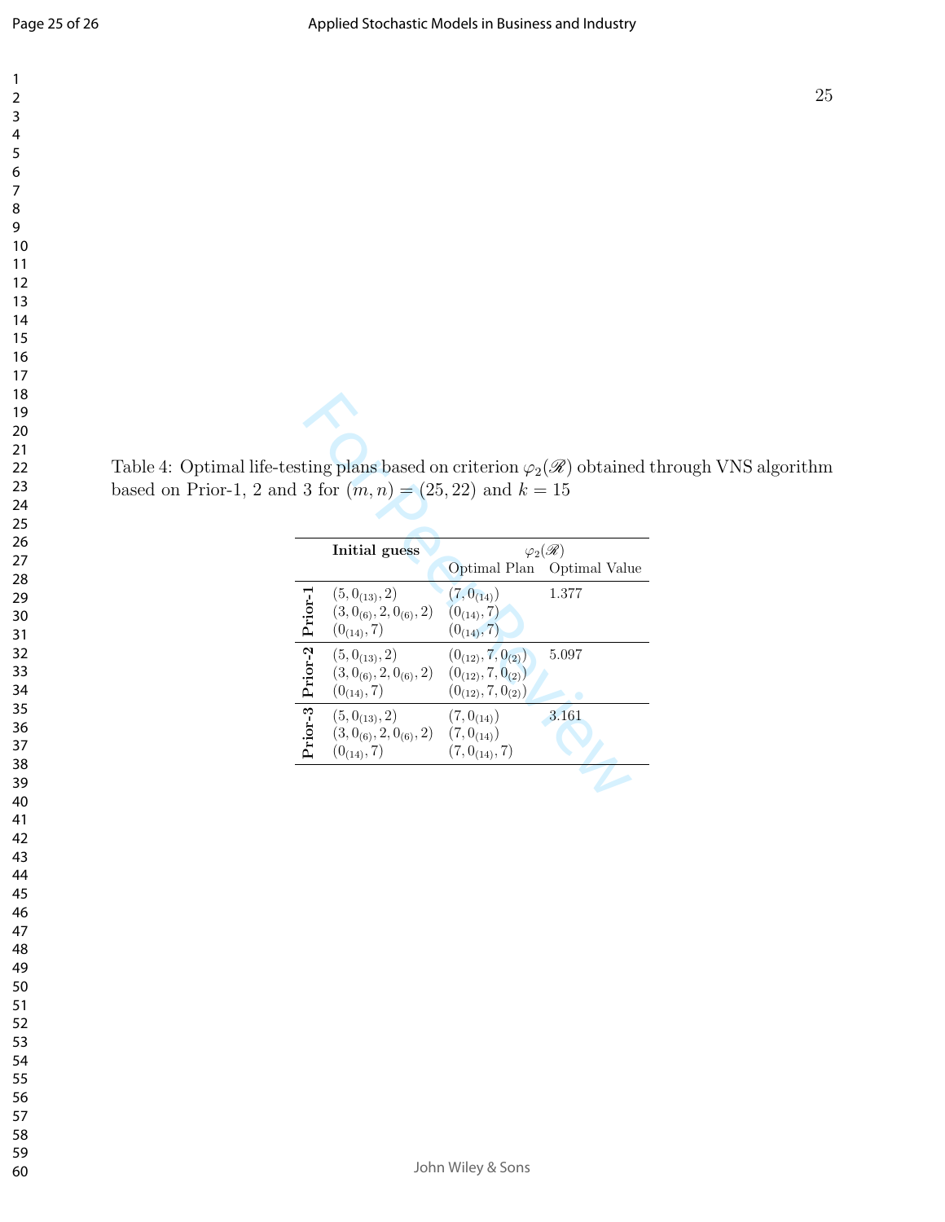Table 4: Optimal life-testing plans based on criterion $\varphi_2(\mathscr{R})$ obtained through VNS algorithm based on Prior-1, 2 and 3 for $(m, n) = (25, 22)$ and $k = 15$

| | **Initial guess** | $\varphi_2(\mathscr{R})$ | |
|---|---|---|---|
| | | Optimal Plan | Optimal Value |
| **Prior-1** | $(5, 0_{(13)}, 2)$ | $(7, 0_{(14)})$ | 1.377 |
| | $(3, 0_{(6)}, 2, 0_{(6)}, 2)$ | $(0_{(14)}, 7)$ | |
| | $(0_{(14)}, 7)$ | $(0_{(14)}, 7)$ | |
| **Prior-2** | $(5, 0_{(13)}, 2)$ | $(0_{(12)}, 7, 0_{(2)})$ | 5.097 |
| | $(3, 0_{(6)}, 2, 0_{(6)}, 2)$ | $(0_{(12)}, 7, 0_{(2)})$ | |
| | $(0_{(14)}, 7)$ | $(0_{(12)}, 7, 0_{(2)})$ | |
| **Prior-3** | $(5, 0_{(13)}, 2)$ | $(7, 0_{(14)})$ | 3.161 |
| | $(3, 0_{(6)}, 2, 0_{(6)}, 2)$ | $(7, 0_{(14)})$ | |
| | $(0_{(14)}, 7)$ | $(7, 0_{(14)}, 7)$ | |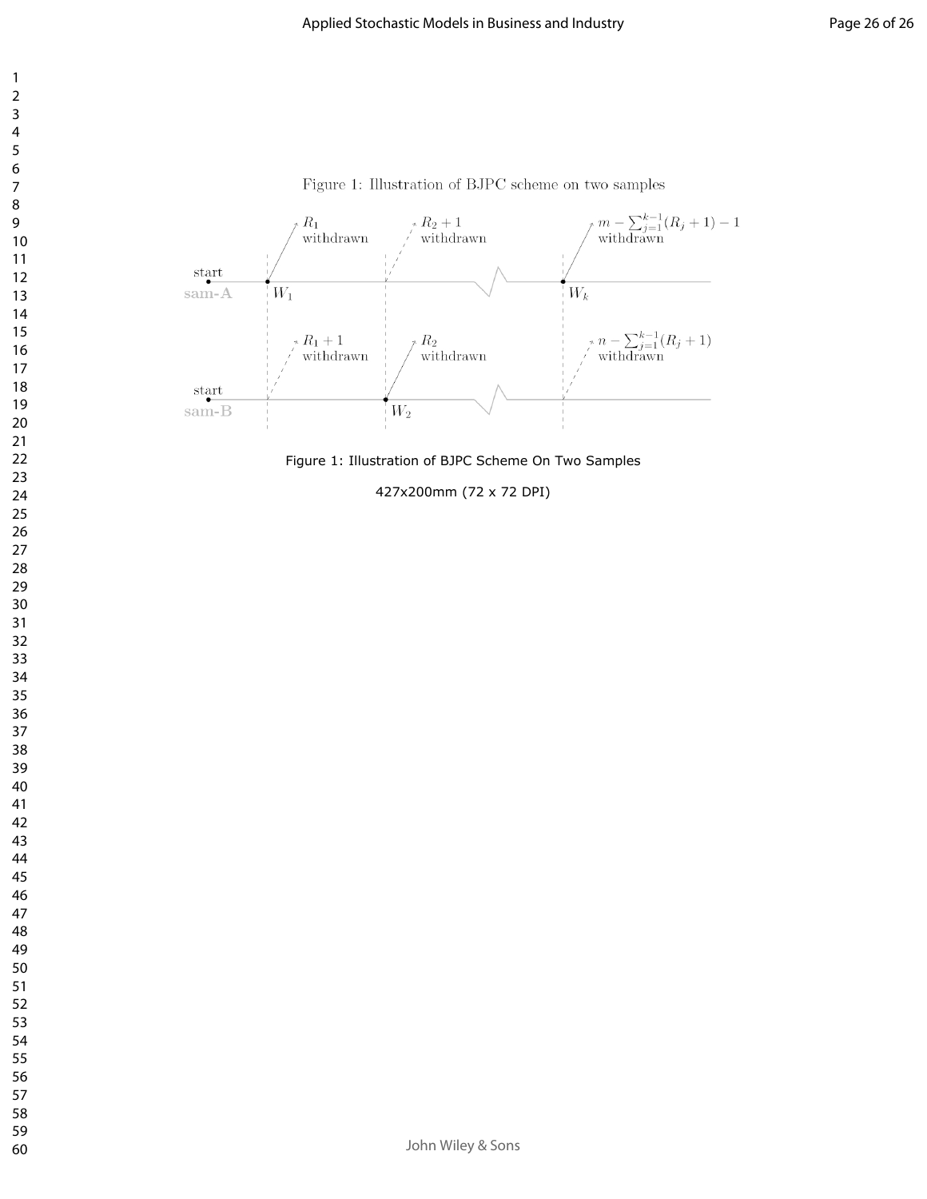Figure 1: Illustration of BJPC scheme on two samples

start

sam-A

$W_1$

$R_1$ withdrawn

$R_2 + 1$ withdrawn

$m - \sum_{j=1}^{k-1}(R_j + 1) - 1$ withdrawn

$W_k$

start

sam-B

$R_1 + 1$ withdrawn

$R_2$ withdrawn

$W_2$

$n - \sum_{j=1}^{k-1}(R_j + 1)$ withdrawn

Figure 1: Illustration of BJPC Scheme On Two Samples

427x200mm (72 x 72 DPI)